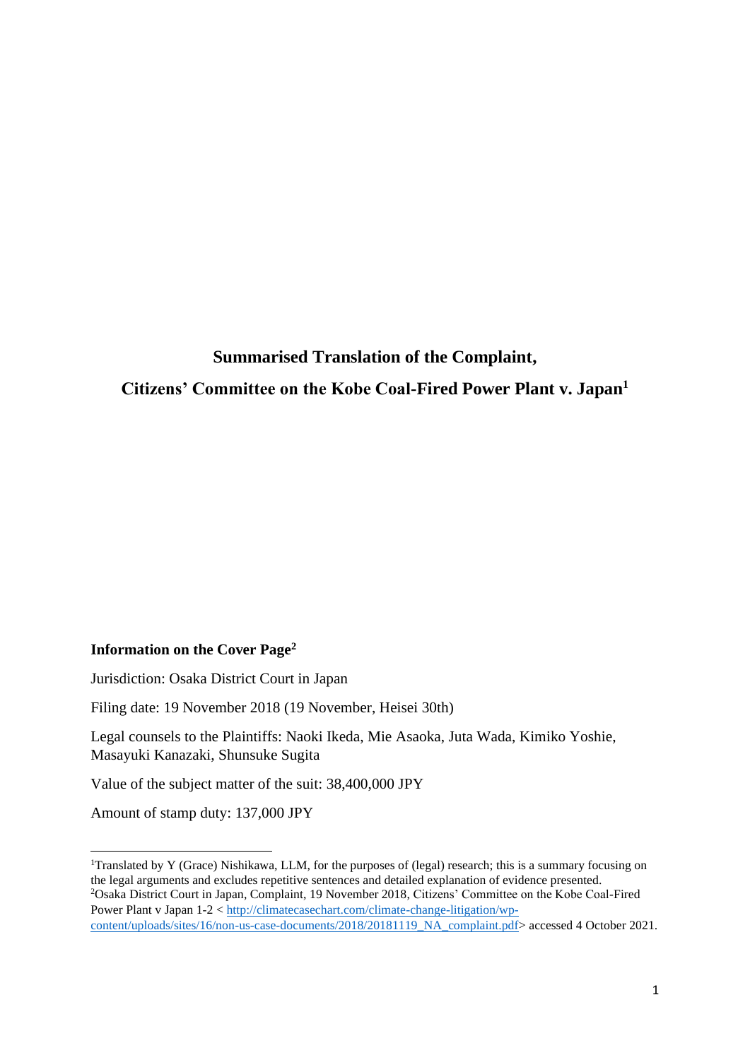# Summarised Translation of the Complaint,

# Citizens' Committee on the Kobe Coal-Fired Power Plant v. Japan[1]

**Information on the Cover Page[2]**

Jurisdiction: Osaka District Court in Japan

Filing date: 19 November 2018 (19 November, Heisei 30th)

Legal counsels to the Plaintiffs: Naoki Ikeda, Mie Asaoka, Juta Wada, Kimiko Yoshie, Masayuki Kanazaki, Shunsuke Sugita

Value of the subject matter of the suit: 38,400,000 JPY

Amount of stamp duty: 137,000 JPY

---

[1]Translated by Y (Grace) Nishikawa, LLM, for the purposes of (legal) research; this is a summary focusing on the legal arguments and excludes repetitive sentences and detailed explanation of evidence presented.

[2]Osaka District Court in Japan, Complaint, 19 November 2018, Citizens' Committee on the Kobe Coal-Fired Power Plant v Japan 1-2 < http://climatecasechart.com/climate-change-litigation/wp-content/uploads/sites/16/non-us-case-documents/2018/20181119_NA_complaint.pdf> accessed 4 October 2021.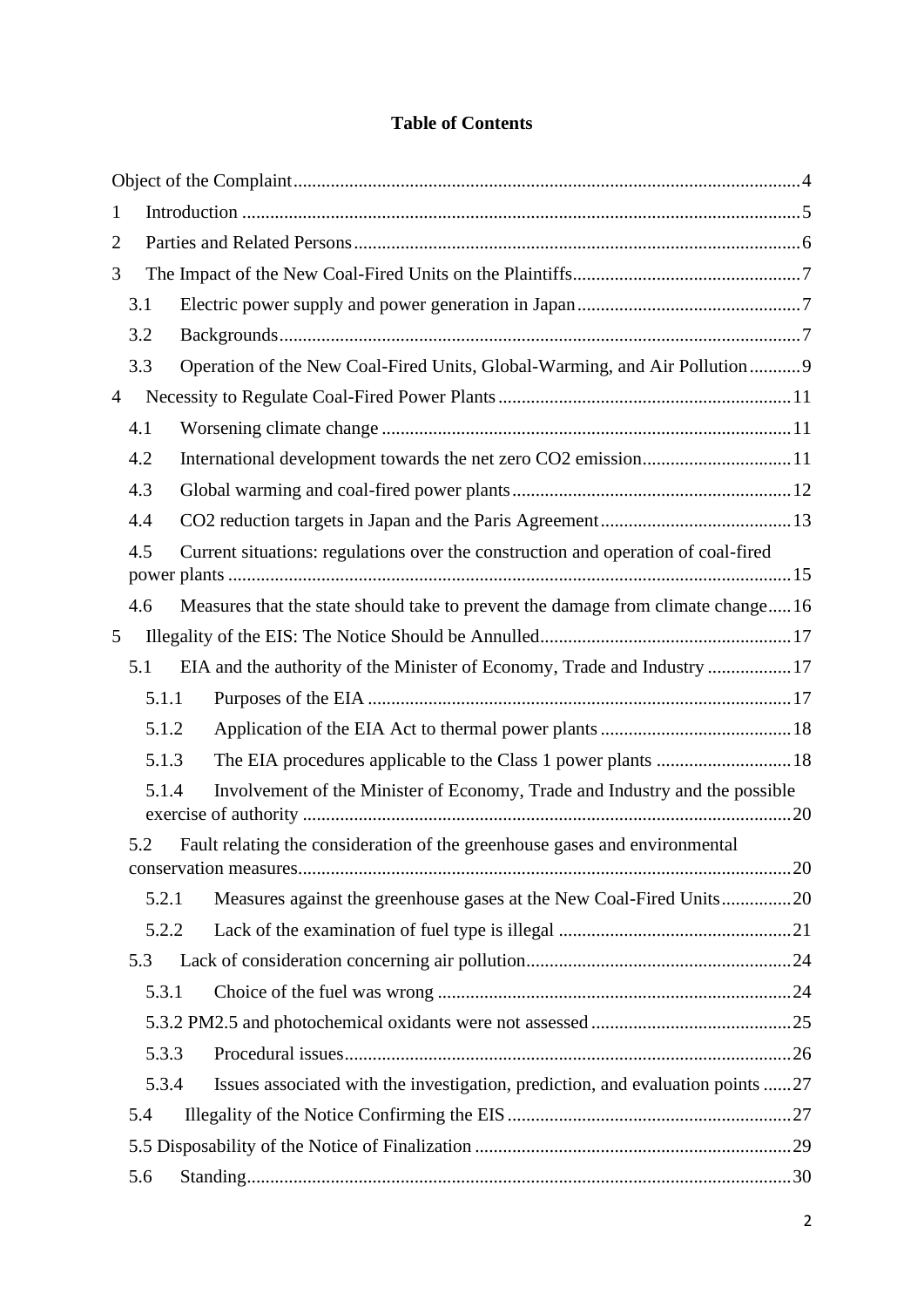# Table of Contents

Object of the Complaint ... 4

1 Introduction ... 5

2 Parties and Related Persons ... 6

3 The Impact of the New Coal-Fired Units on the Plaintiffs ... 7

- 3.1 Electric power supply and power generation in Japan ... 7
- 3.2 Backgrounds ... 7
- 3.3 Operation of the New Coal-Fired Units, Global-Warming, and Air Pollution ... 9

4 Necessity to Regulate Coal-Fired Power Plants ... 11

- 4.1 Worsening climate change ... 11
- 4.2 International development towards the net zero CO2 emission ... 11
- 4.3 Global warming and coal-fired power plants ... 12
- 4.4 CO2 reduction targets in Japan and the Paris Agreement ... 13
- 4.5 Current situations: regulations over the construction and operation of coal-fired power plants ... 15
- 4.6 Measures that the state should take to prevent the damage from climate change ... 16

5 Illegality of the EIS: The Notice Should be Annulled ... 17

- 5.1 EIA and the authority of the Minister of Economy, Trade and Industry ... 17
  - 5.1.1 Purposes of the EIA ... 17
  - 5.1.2 Application of the EIA Act to thermal power plants ... 18
  - 5.1.3 The EIA procedures applicable to the Class 1 power plants ... 18
  - 5.1.4 Involvement of the Minister of Economy, Trade and Industry and the possible exercise of authority ... 20
- 5.2 Fault relating the consideration of the greenhouse gases and environmental conservation measures ... 20
  - 5.2.1 Measures against the greenhouse gases at the New Coal-Fired Units ... 20
  - 5.2.2 Lack of the examination of fuel type is illegal ... 21
- 5.3 Lack of consideration concerning air pollution ... 24
  - 5.3.1 Choice of the fuel was wrong ... 24
  - 5.3.2 PM2.5 and photochemical oxidants were not assessed ... 25
  - 5.3.3 Procedural issues ... 26
  - 5.3.4 Issues associated with the investigation, prediction, and evaluation points ... 27
- 5.4 Illegality of the Notice Confirming the EIS ... 27
- 5.5 Disposability of the Notice of Finalization ... 29
- 5.6 Standing ... 30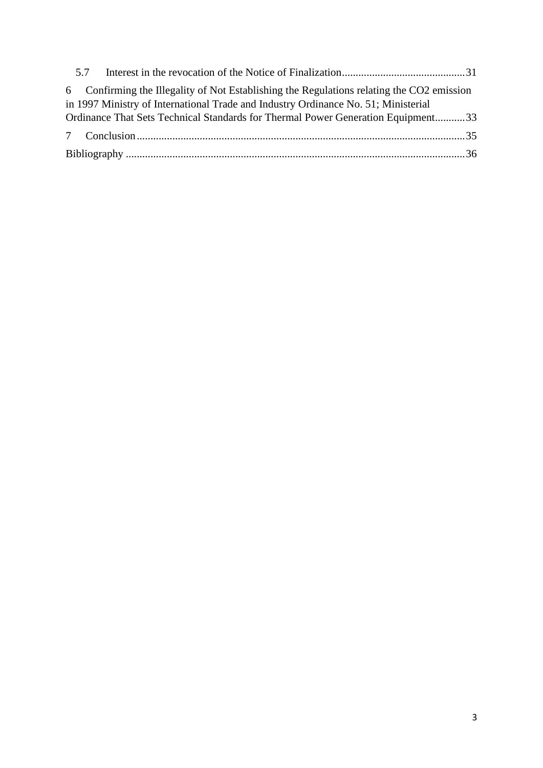5.7 Interest in the revocation of the Notice of Finalization ............................................ 31

6 Confirming the Illegality of Not Establishing the Regulations relating the CO2 emission in 1997 Ministry of International Trade and Industry Ordinance No. 51; Ministerial Ordinance That Sets Technical Standards for Thermal Power Generation Equipment........... 33

7 Conclusion ........................................................................................................................ 35

Bibliography ........................................................................................................................ 36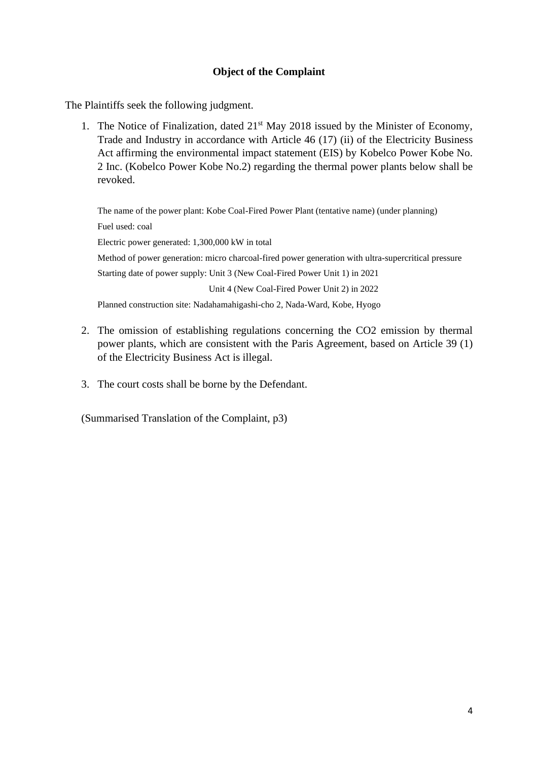**Object of the Complaint**

The Plaintiffs seek the following judgment.

1. The Notice of Finalization, dated 21st May 2018 issued by the Minister of Economy, Trade and Industry in accordance with Article 46 (17) (ii) of the Electricity Business Act affirming the environmental impact statement (EIS) by Kobelco Power Kobe No. 2 Inc. (Kobelco Power Kobe No.2) regarding the thermal power plants below shall be revoked.

   The name of the power plant: Kobe Coal-Fired Power Plant (tentative name) (under planning)

   Fuel used: coal

   Electric power generated: 1,300,000 kW in total

   Method of power generation: micro charcoal-fired power generation with ultra-supercritical pressure

   Starting date of power supply: Unit 3 (New Coal-Fired Power Unit 1) in 2021

   Unit 4 (New Coal-Fired Power Unit 2) in 2022

   Planned construction site: Nadahamahigashi-cho 2, Nada-Ward, Kobe, Hyogo

2. The omission of establishing regulations concerning the $CO_2$ emission by thermal power plants, which are consistent with the Paris Agreement, based on Article 39 (1) of the Electricity Business Act is illegal.

3. The court costs shall be borne by the Defendant.

(Summarised Translation of the Complaint, p3)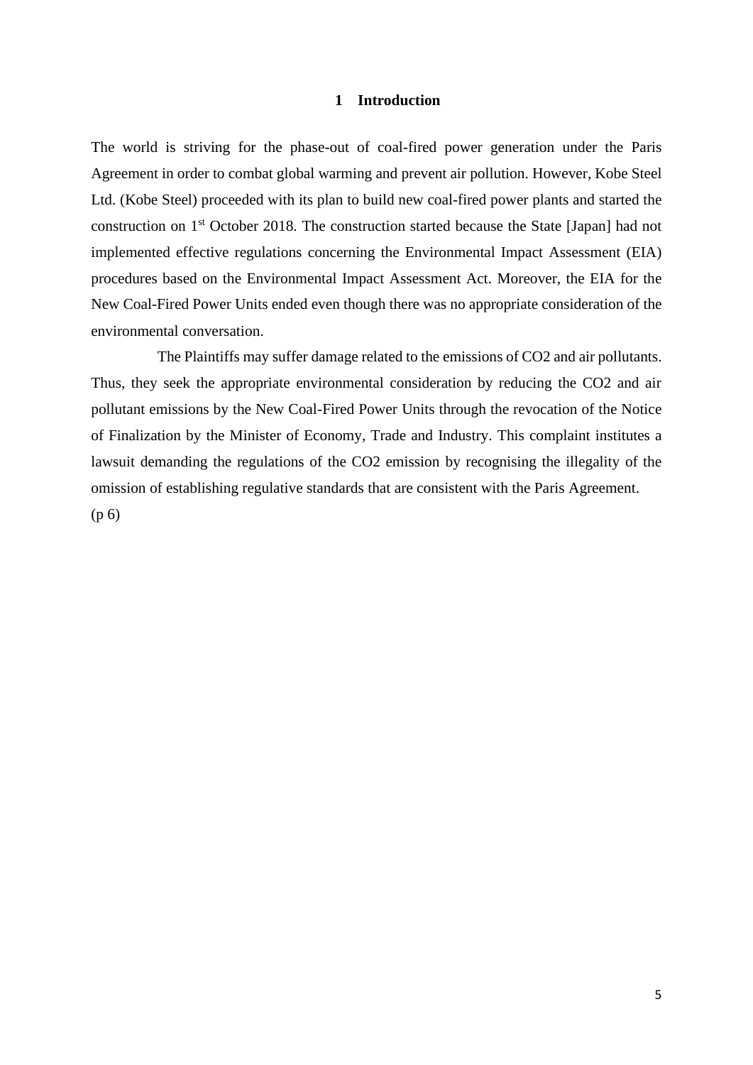# 1 Introduction

The world is striving for the phase-out of coal-fired power generation under the Paris Agreement in order to combat global warming and prevent air pollution. However, Kobe Steel Ltd. (Kobe Steel) proceeded with its plan to build new coal-fired power plants and started the construction on 1st October 2018. The construction started because the State [Japan] had not implemented effective regulations concerning the Environmental Impact Assessment (EIA) procedures based on the Environmental Impact Assessment Act. Moreover, the EIA for the New Coal-Fired Power Units ended even though there was no appropriate consideration of the environmental conversation.

The Plaintiffs may suffer damage related to the emissions of CO2 and air pollutants. Thus, they seek the appropriate environmental consideration by reducing the CO2 and air pollutant emissions by the New Coal-Fired Power Units through the revocation of the Notice of Finalization by the Minister of Economy, Trade and Industry. This complaint institutes a lawsuit demanding the regulations of the CO2 emission by recognising the illegality of the omission of establishing regulative standards that are consistent with the Paris Agreement.
(p 6)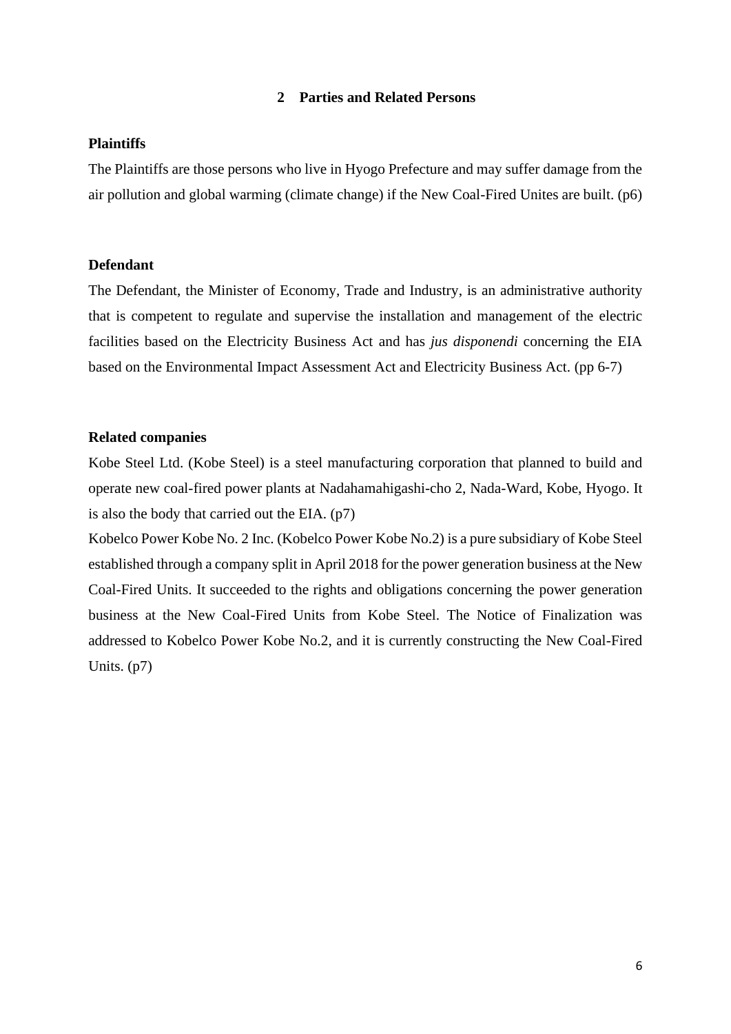## 2 Parties and Related Persons

### Plaintiffs

The Plaintiffs are those persons who live in Hyogo Prefecture and may suffer damage from the air pollution and global warming (climate change) if the New Coal-Fired Unites are built. (p6)

### Defendant

The Defendant, the Minister of Economy, Trade and Industry, is an administrative authority that is competent to regulate and supervise the installation and management of the electric facilities based on the Electricity Business Act and has *jus disponendi* concerning the EIA based on the Environmental Impact Assessment Act and Electricity Business Act. (pp 6-7)

### Related companies

Kobe Steel Ltd. (Kobe Steel) is a steel manufacturing corporation that planned to build and operate new coal-fired power plants at Nadahamahigashi-cho 2, Nada-Ward, Kobe, Hyogo. It is also the body that carried out the EIA. (p7)

Kobelco Power Kobe No. 2 Inc. (Kobelco Power Kobe No.2) is a pure subsidiary of Kobe Steel established through a company split in April 2018 for the power generation business at the New Coal-Fired Units. It succeeded to the rights and obligations concerning the power generation business at the New Coal-Fired Units from Kobe Steel. The Notice of Finalization was addressed to Kobelco Power Kobe No.2, and it is currently constructing the New Coal-Fired Units. (p7)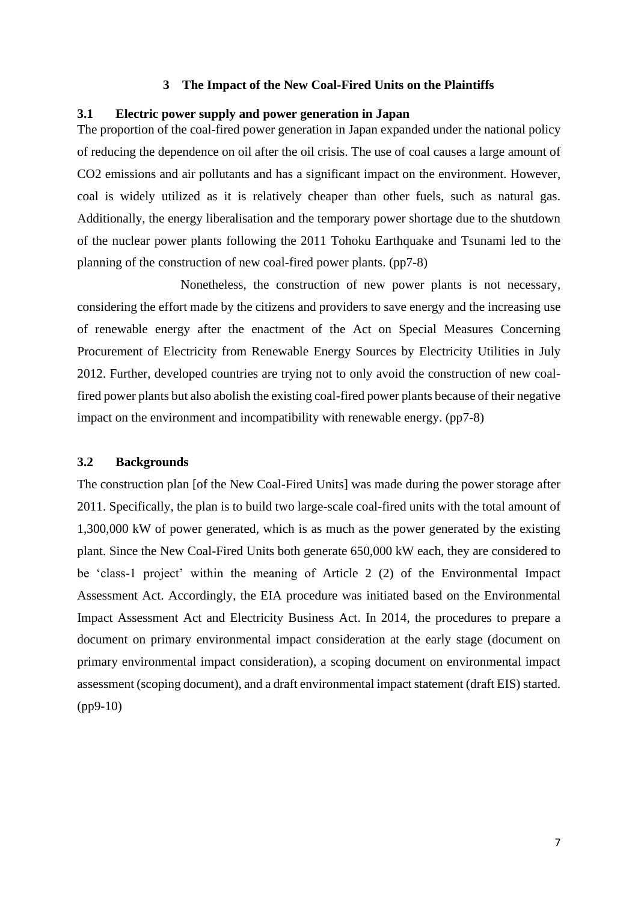# 3 The Impact of the New Coal-Fired Units on the Plaintiffs

## 3.1 Electric power supply and power generation in Japan

The proportion of the coal-fired power generation in Japan expanded under the national policy of reducing the dependence on oil after the oil crisis. The use of coal causes a large amount of $CO_2$ emissions and air pollutants and has a significant impact on the environment. However, coal is widely utilized as it is relatively cheaper than other fuels, such as natural gas. Additionally, the energy liberalisation and the temporary power shortage due to the shutdown of the nuclear power plants following the 2011 Tohoku Earthquake and Tsunami led to the planning of the construction of new coal-fired power plants. (pp7-8)

Nonetheless, the construction of new power plants is not necessary, considering the effort made by the citizens and providers to save energy and the increasing use of renewable energy after the enactment of the Act on Special Measures Concerning Procurement of Electricity from Renewable Energy Sources by Electricity Utilities in July 2012. Further, developed countries are trying not to only avoid the construction of new coal-fired power plants but also abolish the existing coal-fired power plants because of their negative impact on the environment and incompatibility with renewable energy. (pp7-8)

## 3.2 Backgrounds

The construction plan [of the New Coal-Fired Units] was made during the power storage after 2011. Specifically, the plan is to build two large-scale coal-fired units with the total amount of 1,300,000 kW of power generated, which is as much as the power generated by the existing plant. Since the New Coal-Fired Units both generate 650,000 kW each, they are considered to be 'class-1 project' within the meaning of Article 2 (2) of the Environmental Impact Assessment Act. Accordingly, the EIA procedure was initiated based on the Environmental Impact Assessment Act and Electricity Business Act. In 2014, the procedures to prepare a document on primary environmental impact consideration at the early stage (document on primary environmental impact consideration), a scoping document on environmental impact assessment (scoping document), and a draft environmental impact statement (draft EIS) started. (pp9-10)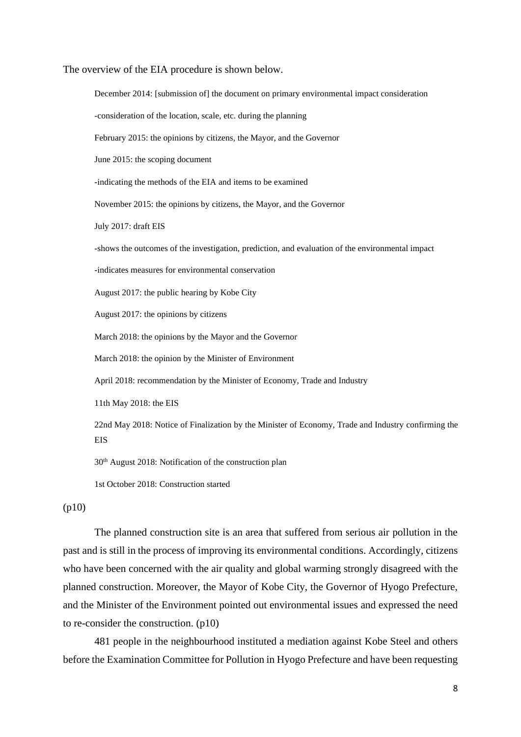The overview of the EIA procedure is shown below.

December 2014: [submission of] the document on primary environmental impact consideration

-consideration of the location, scale, etc. during the planning

February 2015: the opinions by citizens, the Mayor, and the Governor

June 2015: the scoping document

-indicating the methods of the EIA and items to be examined

November 2015: the opinions by citizens, the Mayor, and the Governor

July 2017: draft EIS

-shows the outcomes of the investigation, prediction, and evaluation of the environmental impact

-indicates measures for environmental conservation

August 2017: the public hearing by Kobe City

August 2017: the opinions by citizens

March 2018: the opinions by the Mayor and the Governor

March 2018: the opinion by the Minister of Environment

April 2018: recommendation by the Minister of Economy, Trade and Industry

11th May 2018: the EIS

22nd May 2018: Notice of Finalization by the Minister of Economy, Trade and Industry confirming the EIS

30th August 2018: Notification of the construction plan

1st October 2018: Construction started

(p10)

The planned construction site is an area that suffered from serious air pollution in the past and is still in the process of improving its environmental conditions. Accordingly, citizens who have been concerned with the air quality and global warming strongly disagreed with the planned construction. Moreover, the Mayor of Kobe City, the Governor of Hyogo Prefecture, and the Minister of the Environment pointed out environmental issues and expressed the need to re-consider the construction. (p10)

481 people in the neighbourhood instituted a mediation against Kobe Steel and others before the Examination Committee for Pollution in Hyogo Prefecture and have been requesting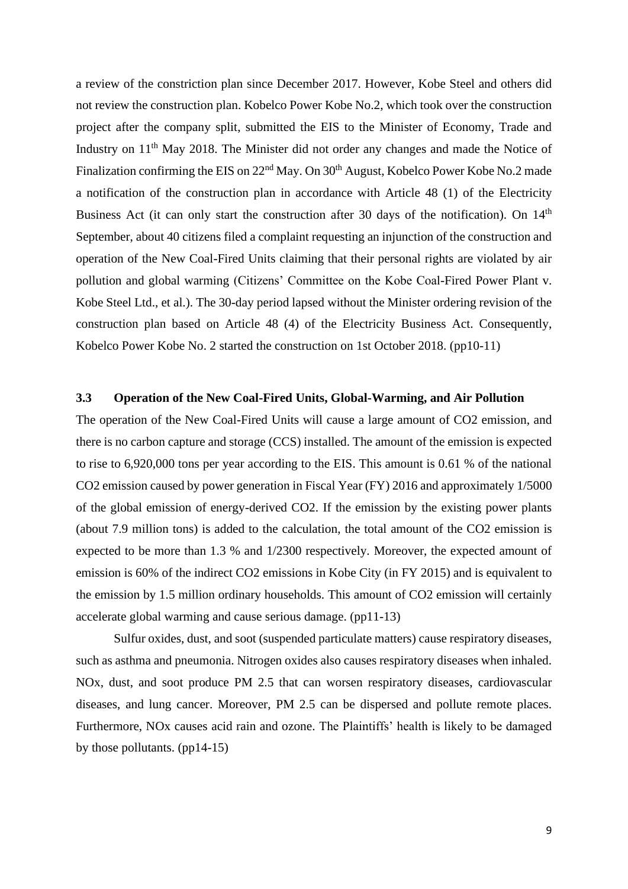a review of the constriction plan since December 2017. However, Kobe Steel and others did not review the construction plan. Kobelco Power Kobe No.2, which took over the construction project after the company split, submitted the EIS to the Minister of Economy, Trade and Industry on 11th May 2018. The Minister did not order any changes and made the Notice of Finalization confirming the EIS on 22nd May. On 30th August, Kobelco Power Kobe No.2 made a notification of the construction plan in accordance with Article 48 (1) of the Electricity Business Act (it can only start the construction after 30 days of the notification). On 14th September, about 40 citizens filed a complaint requesting an injunction of the construction and operation of the New Coal-Fired Units claiming that their personal rights are violated by air pollution and global warming (Citizens' Committee on the Kobe Coal-Fired Power Plant v. Kobe Steel Ltd., et al.). The 30-day period lapsed without the Minister ordering revision of the construction plan based on Article 48 (4) of the Electricity Business Act. Consequently, Kobelco Power Kobe No. 2 started the construction on 1st October 2018. (pp10-11)

### 3.3 Operation of the New Coal-Fired Units, Global-Warming, and Air Pollution

The operation of the New Coal-Fired Units will cause a large amount of $CO_2$ emission, and there is no carbon capture and storage (CCS) installed. The amount of the emission is expected to rise to 6,920,000 tons per year according to the EIS. This amount is 0.61 % of the national $CO_2$ emission caused by power generation in Fiscal Year (FY) 2016 and approximately 1/5000 of the global emission of energy-derived $CO_2$. If the emission by the existing power plants (about 7.9 million tons) is added to the calculation, the total amount of the $CO_2$ emission is expected to be more than 1.3 % and 1/2300 respectively. Moreover, the expected amount of emission is 60% of the indirect $CO_2$ emissions in Kobe City (in FY 2015) and is equivalent to the emission by 1.5 million ordinary households. This amount of $CO_2$ emission will certainly accelerate global warming and cause serious damage. (pp11-13)

Sulfur oxides, dust, and soot (suspended particulate matters) cause respiratory diseases, such as asthma and pneumonia. Nitrogen oxides also causes respiratory diseases when inhaled. $NO_x$, dust, and soot produce PM 2.5 that can worsen respiratory diseases, cardiovascular diseases, and lung cancer. Moreover, PM 2.5 can be dispersed and pollute remote places. Furthermore, $NO_x$ causes acid rain and ozone. The Plaintiffs' health is likely to be damaged by those pollutants. (pp14-15)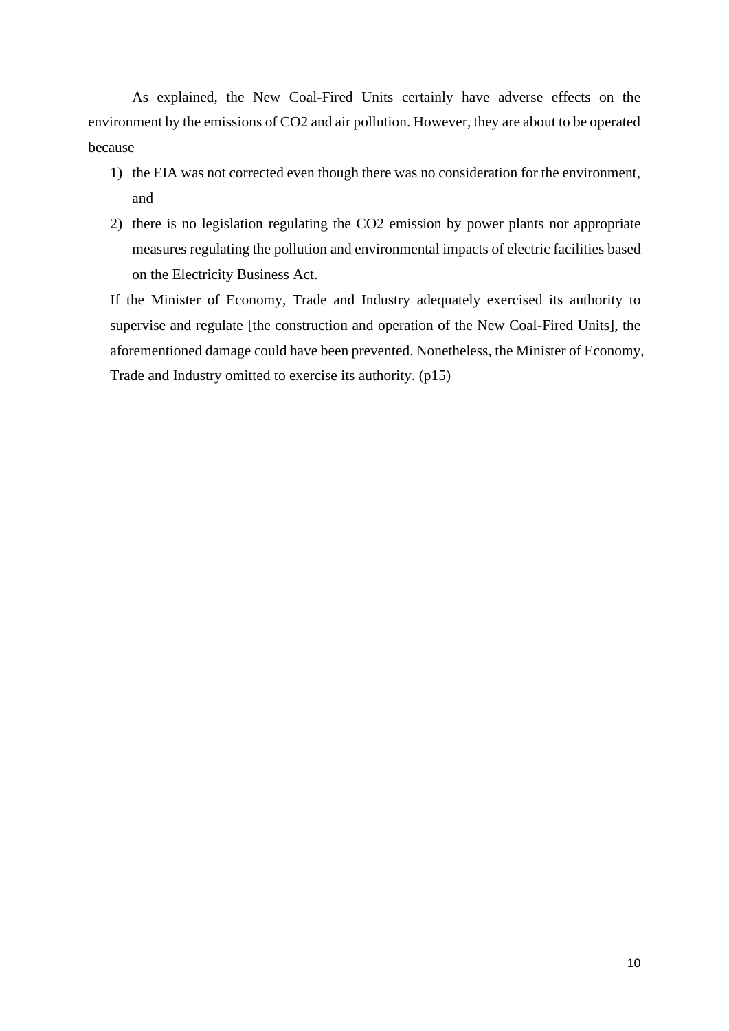As explained, the New Coal-Fired Units certainly have adverse effects on the environment by the emissions of $CO_2$ and air pollution. However, they are about to be operated because

1) the EIA was not corrected even though there was no consideration for the environment, and
2) there is no legislation regulating the $CO_2$ emission by power plants nor appropriate measures regulating the pollution and environmental impacts of electric facilities based on the Electricity Business Act.

If the Minister of Economy, Trade and Industry adequately exercised its authority to supervise and regulate [the construction and operation of the New Coal-Fired Units], the aforementioned damage could have been prevented. Nonetheless, the Minister of Economy, Trade and Industry omitted to exercise its authority. (p15)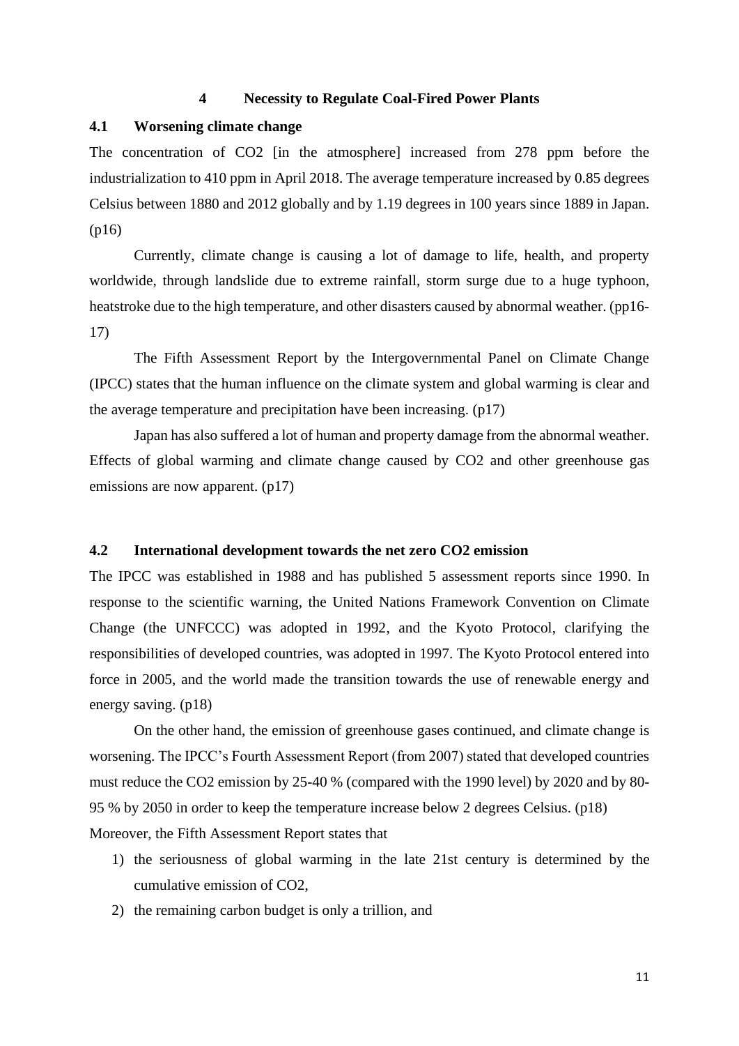## 4 Necessity to Regulate Coal-Fired Power Plants

### 4.1 Worsening climate change

The concentration of $CO_2$ [in the atmosphere] increased from 278 ppm before the industrialization to 410 ppm in April 2018. The average temperature increased by 0.85 degrees Celsius between 1880 and 2012 globally and by 1.19 degrees in 100 years since 1889 in Japan. (p16)

Currently, climate change is causing a lot of damage to life, health, and property worldwide, through landslide due to extreme rainfall, storm surge due to a huge typhoon, heatstroke due to the high temperature, and other disasters caused by abnormal weather. (pp16-17)

The Fifth Assessment Report by the Intergovernmental Panel on Climate Change (IPCC) states that the human influence on the climate system and global warming is clear and the average temperature and precipitation have been increasing. (p17)

Japan has also suffered a lot of human and property damage from the abnormal weather. Effects of global warming and climate change caused by $CO_2$ and other greenhouse gas emissions are now apparent. (p17)

### 4.2 International development towards the net zero CO2 emission

The IPCC was established in 1988 and has published 5 assessment reports since 1990. In response to the scientific warning, the United Nations Framework Convention on Climate Change (the UNFCCC) was adopted in 1992, and the Kyoto Protocol, clarifying the responsibilities of developed countries, was adopted in 1997. The Kyoto Protocol entered into force in 2005, and the world made the transition towards the use of renewable energy and energy saving. (p18)

On the other hand, the emission of greenhouse gases continued, and climate change is worsening. The IPCC's Fourth Assessment Report (from 2007) stated that developed countries must reduce the $CO_2$ emission by 25-40 % (compared with the 1990 level) by 2020 and by 80-95 % by 2050 in order to keep the temperature increase below 2 degrees Celsius. (p18)

Moreover, the Fifth Assessment Report states that

1) the seriousness of global warming in the late 21st century is determined by the cumulative emission of $CO_2$,
2) the remaining carbon budget is only a trillion, and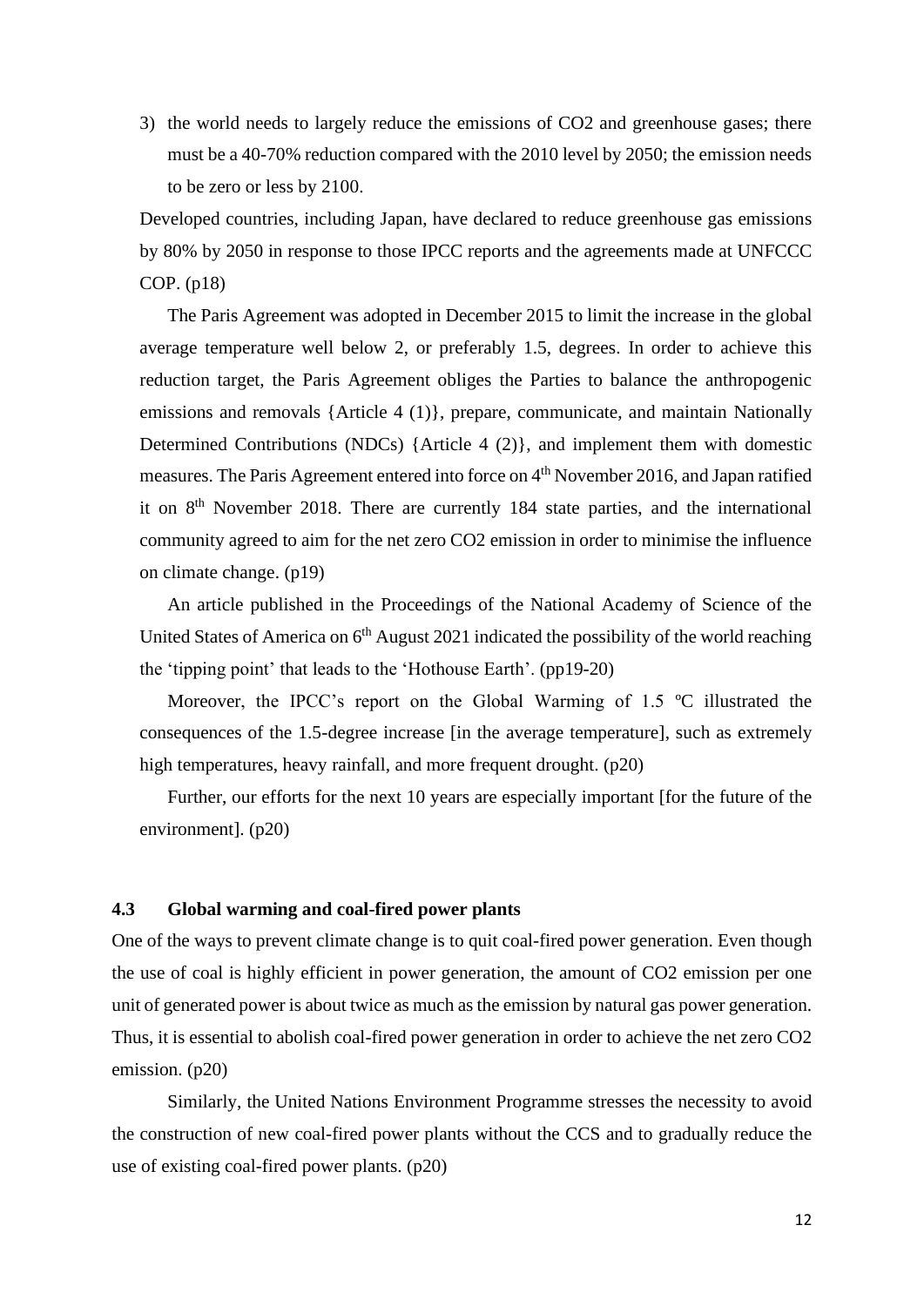3) the world needs to largely reduce the emissions of $CO_2$ and greenhouse gases; there must be a 40-70% reduction compared with the 2010 level by 2050; the emission needs to be zero or less by 2100.

Developed countries, including Japan, have declared to reduce greenhouse gas emissions by 80% by 2050 in response to those IPCC reports and the agreements made at UNFCCC COP. (p18)

The Paris Agreement was adopted in December 2015 to limit the increase in the global average temperature well below 2, or preferably 1.5, degrees. In order to achieve this reduction target, the Paris Agreement obliges the Parties to balance the anthropogenic emissions and removals {Article 4 (1)}, prepare, communicate, and maintain Nationally Determined Contributions (NDCs) {Article 4 (2)}, and implement them with domestic measures. The Paris Agreement entered into force on 4th November 2016, and Japan ratified it on 8th November 2018. There are currently 184 state parties, and the international community agreed to aim for the net zero $CO_2$ emission in order to minimise the influence on climate change. (p19)

An article published in the Proceedings of the National Academy of Science of the United States of America on 6th August 2021 indicated the possibility of the world reaching the 'tipping point' that leads to the 'Hothouse Earth'. (pp19-20)

Moreover, the IPCC's report on the Global Warming of 1.5 ºC illustrated the consequences of the 1.5-degree increase [in the average temperature], such as extremely high temperatures, heavy rainfall, and more frequent drought. (p20)

Further, our efforts for the next 10 years are especially important [for the future of the environment]. (p20)

### 4.3 Global warming and coal-fired power plants

One of the ways to prevent climate change is to quit coal-fired power generation. Even though the use of coal is highly efficient in power generation, the amount of $CO_2$ emission per one unit of generated power is about twice as much as the emission by natural gas power generation. Thus, it is essential to abolish coal-fired power generation in order to achieve the net zero $CO_2$ emission. (p20)

Similarly, the United Nations Environment Programme stresses the necessity to avoid the construction of new coal-fired power plants without the CCS and to gradually reduce the use of existing coal-fired power plants. (p20)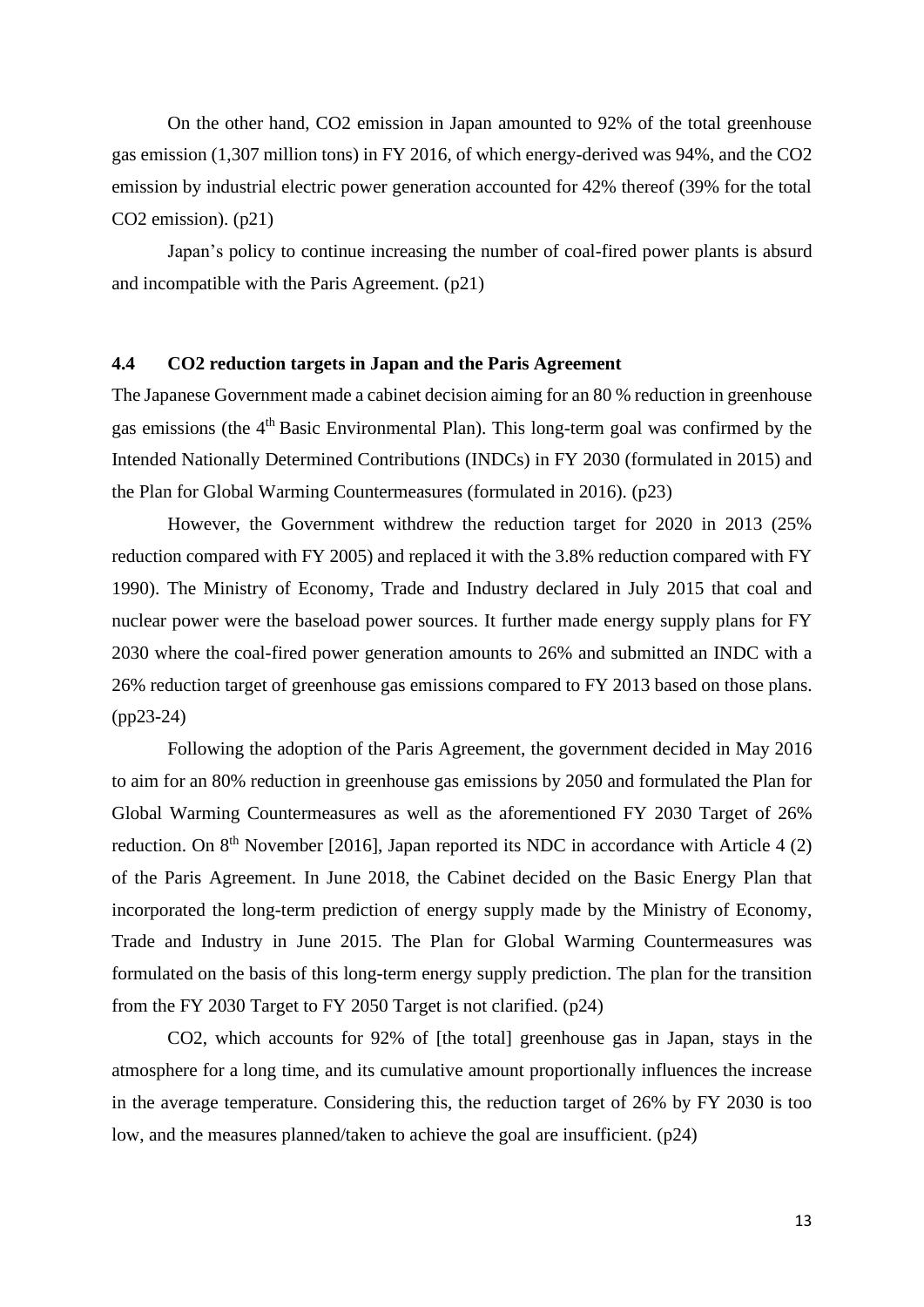On the other hand, $CO_2$ emission in Japan amounted to 92% of the total greenhouse gas emission (1,307 million tons) in FY 2016, of which energy-derived was 94%, and the $CO_2$ emission by industrial electric power generation accounted for 42% thereof (39% for the total $CO_2$ emission). (p21)

Japan's policy to continue increasing the number of coal-fired power plants is absurd and incompatible with the Paris Agreement. (p21)

## 4.4 CO2 reduction targets in Japan and the Paris Agreement

The Japanese Government made a cabinet decision aiming for an 80 % reduction in greenhouse gas emissions (the 4th Basic Environmental Plan). This long-term goal was confirmed by the Intended Nationally Determined Contributions (INDCs) in FY 2030 (formulated in 2015) and the Plan for Global Warming Countermeasures (formulated in 2016). (p23)

However, the Government withdrew the reduction target for 2020 in 2013 (25% reduction compared with FY 2005) and replaced it with the 3.8% reduction compared with FY 1990). The Ministry of Economy, Trade and Industry declared in July 2015 that coal and nuclear power were the baseload power sources. It further made energy supply plans for FY 2030 where the coal-fired power generation amounts to 26% and submitted an INDC with a 26% reduction target of greenhouse gas emissions compared to FY 2013 based on those plans. (pp23-24)

Following the adoption of the Paris Agreement, the government decided in May 2016 to aim for an 80% reduction in greenhouse gas emissions by 2050 and formulated the Plan for Global Warming Countermeasures as well as the aforementioned FY 2030 Target of 26% reduction. On 8th November [2016], Japan reported its NDC in accordance with Article 4 (2) of the Paris Agreement. In June 2018, the Cabinet decided on the Basic Energy Plan that incorporated the long-term prediction of energy supply made by the Ministry of Economy, Trade and Industry in June 2015. The Plan for Global Warming Countermeasures was formulated on the basis of this long-term energy supply prediction. The plan for the transition from the FY 2030 Target to FY 2050 Target is not clarified. (p24)

$CO_2$, which accounts for 92% of [the total] greenhouse gas in Japan, stays in the atmosphere for a long time, and its cumulative amount proportionally influences the increase in the average temperature. Considering this, the reduction target of 26% by FY 2030 is too low, and the measures planned/taken to achieve the goal are insufficient. (p24)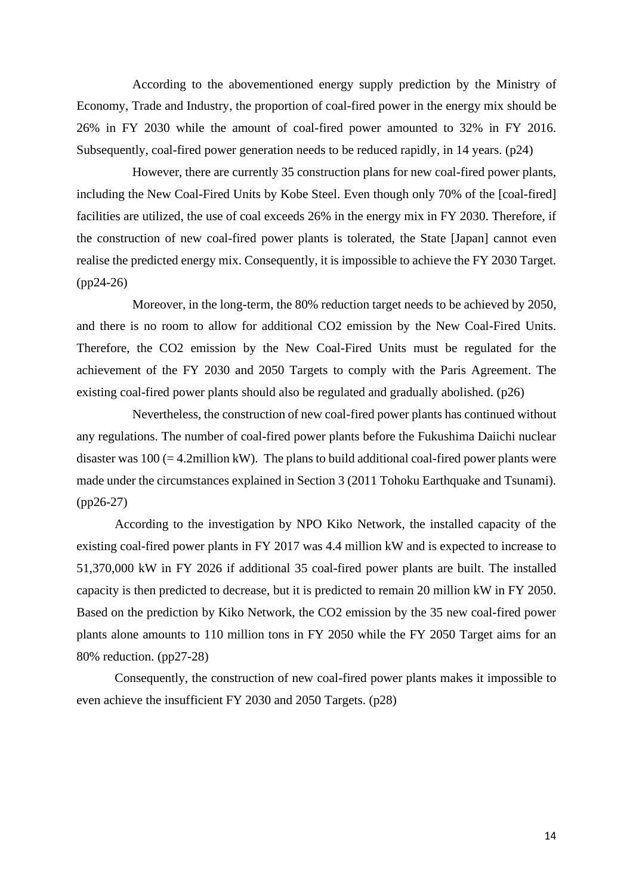According to the abovementioned energy supply prediction by the Ministry of Economy, Trade and Industry, the proportion of coal-fired power in the energy mix should be 26% in FY 2030 while the amount of coal-fired power amounted to 32% in FY 2016. Subsequently, coal-fired power generation needs to be reduced rapidly, in 14 years. (p24)

However, there are currently 35 construction plans for new coal-fired power plants, including the New Coal-Fired Units by Kobe Steel. Even though only 70% of the [coal-fired] facilities are utilized, the use of coal exceeds 26% in the energy mix in FY 2030. Therefore, if the construction of new coal-fired power plants is tolerated, the State [Japan] cannot even realise the predicted energy mix. Consequently, it is impossible to achieve the FY 2030 Target. (pp24-26)

Moreover, in the long-term, the 80% reduction target needs to be achieved by 2050, and there is no room to allow for additional CO2 emission by the New Coal-Fired Units. Therefore, the CO2 emission by the New Coal-Fired Units must be regulated for the achievement of the FY 2030 and 2050 Targets to comply with the Paris Agreement. The existing coal-fired power plants should also be regulated and gradually abolished. (p26)

Nevertheless, the construction of new coal-fired power plants has continued without any regulations. The number of coal-fired power plants before the Fukushima Daiichi nuclear disaster was 100 (= 4.2million kW). The plans to build additional coal-fired power plants were made under the circumstances explained in Section 3 (2011 Tohoku Earthquake and Tsunami). (pp26-27)

According to the investigation by NPO Kiko Network, the installed capacity of the existing coal-fired power plants in FY 2017 was 4.4 million kW and is expected to increase to 51,370,000 kW in FY 2026 if additional 35 coal-fired power plants are built. The installed capacity is then predicted to decrease, but it is predicted to remain 20 million kW in FY 2050. Based on the prediction by Kiko Network, the CO2 emission by the 35 new coal-fired power plants alone amounts to 110 million tons in FY 2050 while the FY 2050 Target aims for an 80% reduction. (pp27-28)

Consequently, the construction of new coal-fired power plants makes it impossible to even achieve the insufficient FY 2030 and 2050 Targets. (p28)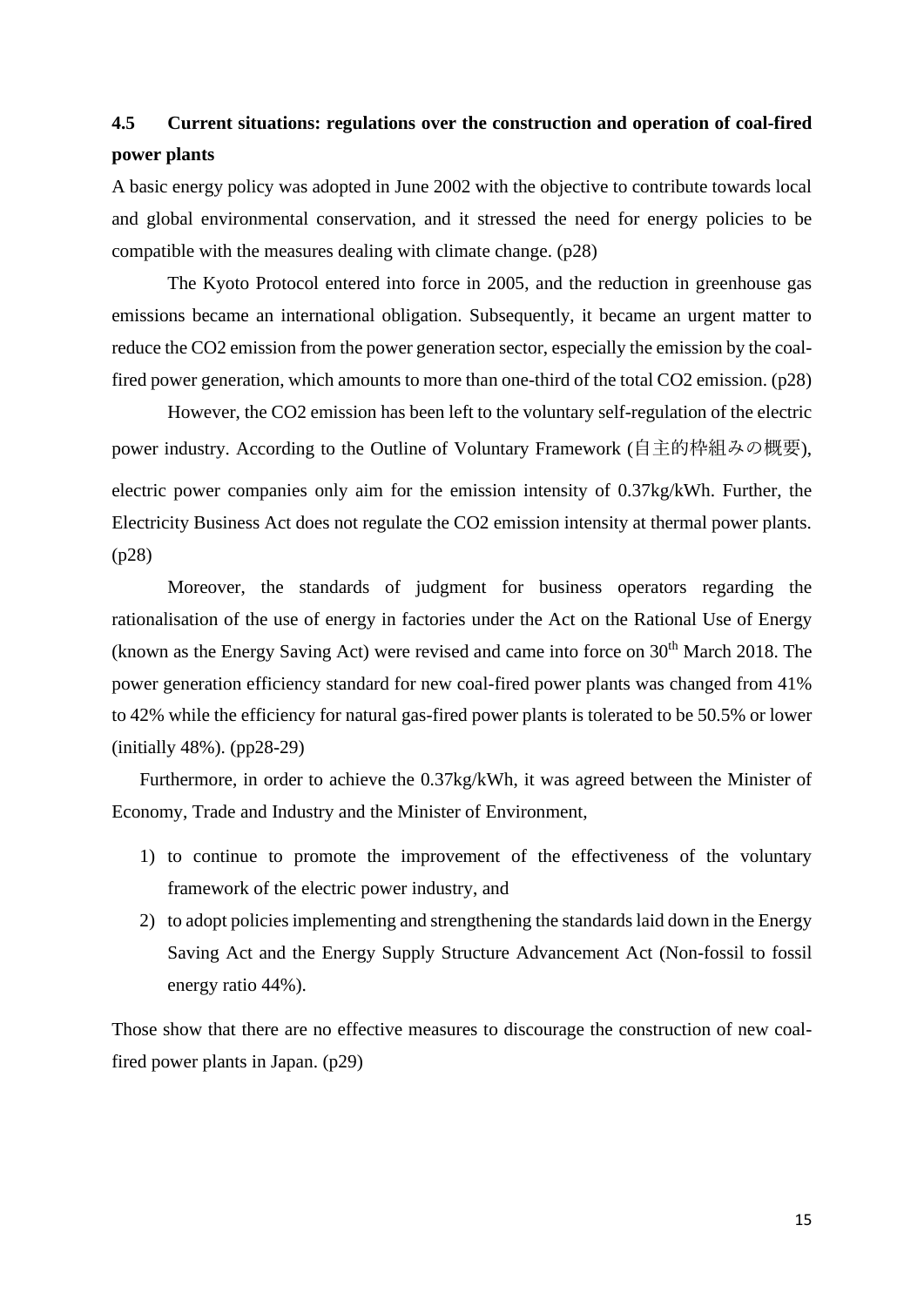## 4.5 Current situations: regulations over the construction and operation of coal-fired power plants

A basic energy policy was adopted in June 2002 with the objective to contribute towards local and global environmental conservation, and it stressed the need for energy policies to be compatible with the measures dealing with climate change. (p28)

The Kyoto Protocol entered into force in 2005, and the reduction in greenhouse gas emissions became an international obligation. Subsequently, it became an urgent matter to reduce the $CO_2$ emission from the power generation sector, especially the emission by the coal-fired power generation, which amounts to more than one-third of the total $CO_2$ emission. (p28)

However, the $CO_2$ emission has been left to the voluntary self-regulation of the electric power industry. According to the Outline of Voluntary Framework (自主的枠組みの概要), electric power companies only aim for the emission intensity of 0.37kg/kWh. Further, the Electricity Business Act does not regulate the $CO_2$ emission intensity at thermal power plants. (p28)

Moreover, the standards of judgment for business operators regarding the rationalisation of the use of energy in factories under the Act on the Rational Use of Energy (known as the Energy Saving Act) were revised and came into force on 30th March 2018. The power generation efficiency standard for new coal-fired power plants was changed from 41% to 42% while the efficiency for natural gas-fired power plants is tolerated to be 50.5% or lower (initially 48%). (pp28-29)

Furthermore, in order to achieve the 0.37kg/kWh, it was agreed between the Minister of Economy, Trade and Industry and the Minister of Environment,

1) to continue to promote the improvement of the effectiveness of the voluntary framework of the electric power industry, and
2) to adopt policies implementing and strengthening the standards laid down in the Energy Saving Act and the Energy Supply Structure Advancement Act (Non-fossil to fossil energy ratio 44%).

Those show that there are no effective measures to discourage the construction of new coal-fired power plants in Japan. (p29)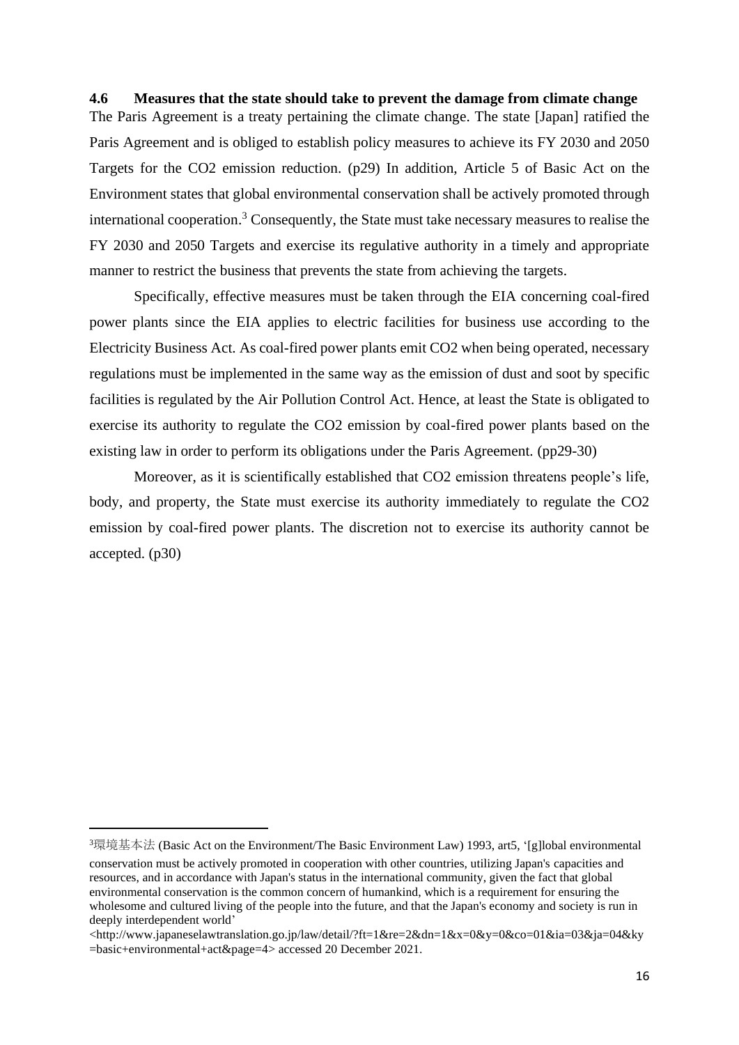**4.6 Measures that the state should take to prevent the damage from climate change**

The Paris Agreement is a treaty pertaining the climate change. The state [Japan] ratified the Paris Agreement and is obliged to establish policy measures to achieve its FY 2030 and 2050 Targets for the CO2 emission reduction. (p29) In addition, Article 5 of Basic Act on the Environment states that global environmental conservation shall be actively promoted through international cooperation.[3] Consequently, the State must take necessary measures to realise the FY 2030 and 2050 Targets and exercise its regulative authority in a timely and appropriate manner to restrict the business that prevents the state from achieving the targets.

Specifically, effective measures must be taken through the EIA concerning coal-fired power plants since the EIA applies to electric facilities for business use according to the Electricity Business Act. As coal-fired power plants emit CO2 when being operated, necessary regulations must be implemented in the same way as the emission of dust and soot by specific facilities is regulated by the Air Pollution Control Act. Hence, at least the State is obligated to exercise its authority to regulate the CO2 emission by coal-fired power plants based on the existing law in order to perform its obligations under the Paris Agreement. (pp29-30)

Moreover, as it is scientifically established that CO2 emission threatens people's life, body, and property, the State must exercise its authority immediately to regulate the CO2 emission by coal-fired power plants. The discretion not to exercise its authority cannot be accepted. (p30)

---

[3] 環境基本法 (Basic Act on the Environment/The Basic Environment Law) 1993, art5, '[g]lobal environmental conservation must be actively promoted in cooperation with other countries, utilizing Japan's capacities and resources, and in accordance with Japan's status in the international community, given the fact that global environmental conservation is the common concern of humankind, which is a requirement for ensuring the wholesome and cultured living of the people into the future, and that the Japan's economy and society is run in deeply interdependent world' <http://www.japaneselawtranslation.go.jp/law/detail/?ft=1&re=2&dn=1&x=0&y=0&co=01&ia=03&ja=04&ky=basic+environmental+act&page=4> accessed 20 December 2021.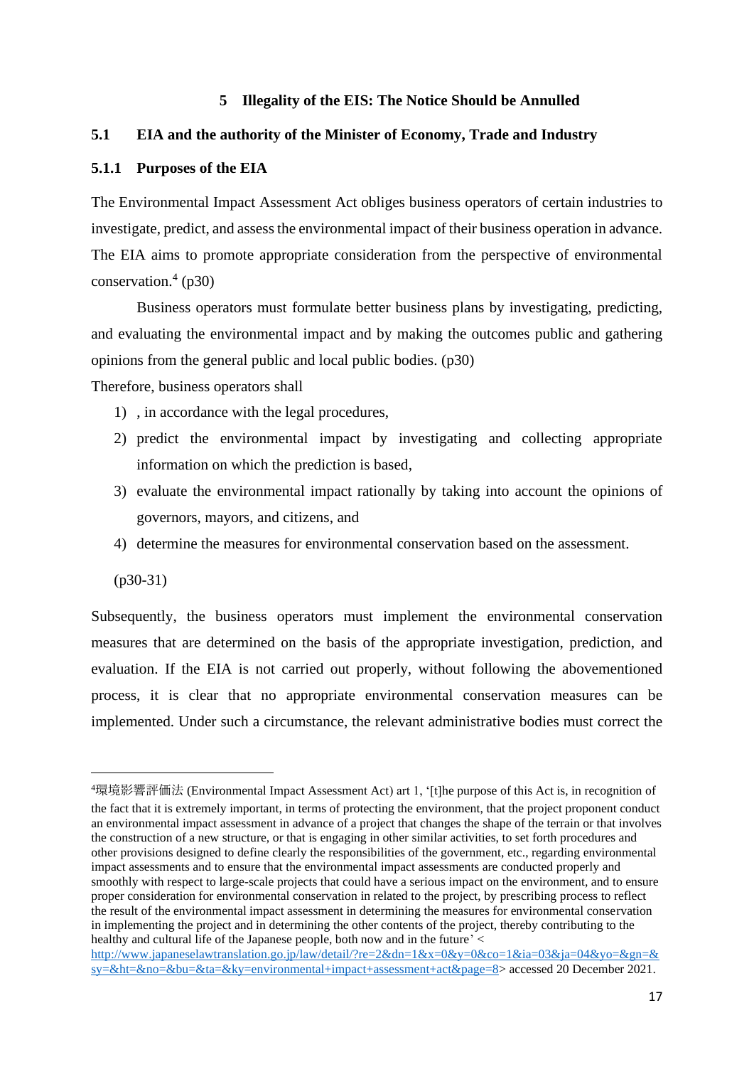# 5 Illegality of the EIS: The Notice Should be Annulled

## 5.1 EIA and the authority of the Minister of Economy, Trade and Industry

### 5.1.1 Purposes of the EIA

The Environmental Impact Assessment Act obliges business operators of certain industries to investigate, predict, and assess the environmental impact of their business operation in advance. The EIA aims to promote appropriate consideration from the perspective of environmental conservation.[4] (p30)

Business operators must formulate better business plans by investigating, predicting, and evaluating the environmental impact and by making the outcomes public and gathering opinions from the general public and local public bodies. (p30)

Therefore, business operators shall

1) , in accordance with the legal procedures,
2) predict the environmental impact by investigating and collecting appropriate information on which the prediction is based,
3) evaluate the environmental impact rationally by taking into account the opinions of governors, mayors, and citizens, and
4) determine the measures for environmental conservation based on the assessment.

(p30-31)

Subsequently, the business operators must implement the environmental conservation measures that are determined on the basis of the appropriate investigation, prediction, and evaluation. If the EIA is not carried out properly, without following the abovementioned process, it is clear that no appropriate environmental conservation measures can be implemented. Under such a circumstance, the relevant administrative bodies must correct the

---

[4] 環境影響評価法 (Environmental Impact Assessment Act) art 1, '[t]he purpose of this Act is, in recognition of the fact that it is extremely important, in terms of protecting the environment, that the project proponent conduct an environmental impact assessment in advance of a project that changes the shape of the terrain or that involves the construction of a new structure, or that is engaging in other similar activities, to set forth procedures and other provisions designed to define clearly the responsibilities of the government, etc., regarding environmental impact assessments and to ensure that the environmental impact assessments are conducted properly and smoothly with respect to large-scale projects that could have a serious impact on the environment, and to ensure proper consideration for environmental conservation in related to the project, by prescribing process to reflect the result of the environmental impact assessment in determining the measures for environmental conservation in implementing the project and in determining the other contents of the project, thereby contributing to the healthy and cultural life of the Japanese people, both now and in the future' <http://www.japaneselawtranslation.go.jp/law/detail/?re=2&dn=1&x=0&y=0&co=1&ia=03&ja=04&yo=&gn=&sy=&ht=&no=&bu=&ta=&ky=environmental+impact+assessment+act&page=8> accessed 20 December 2021.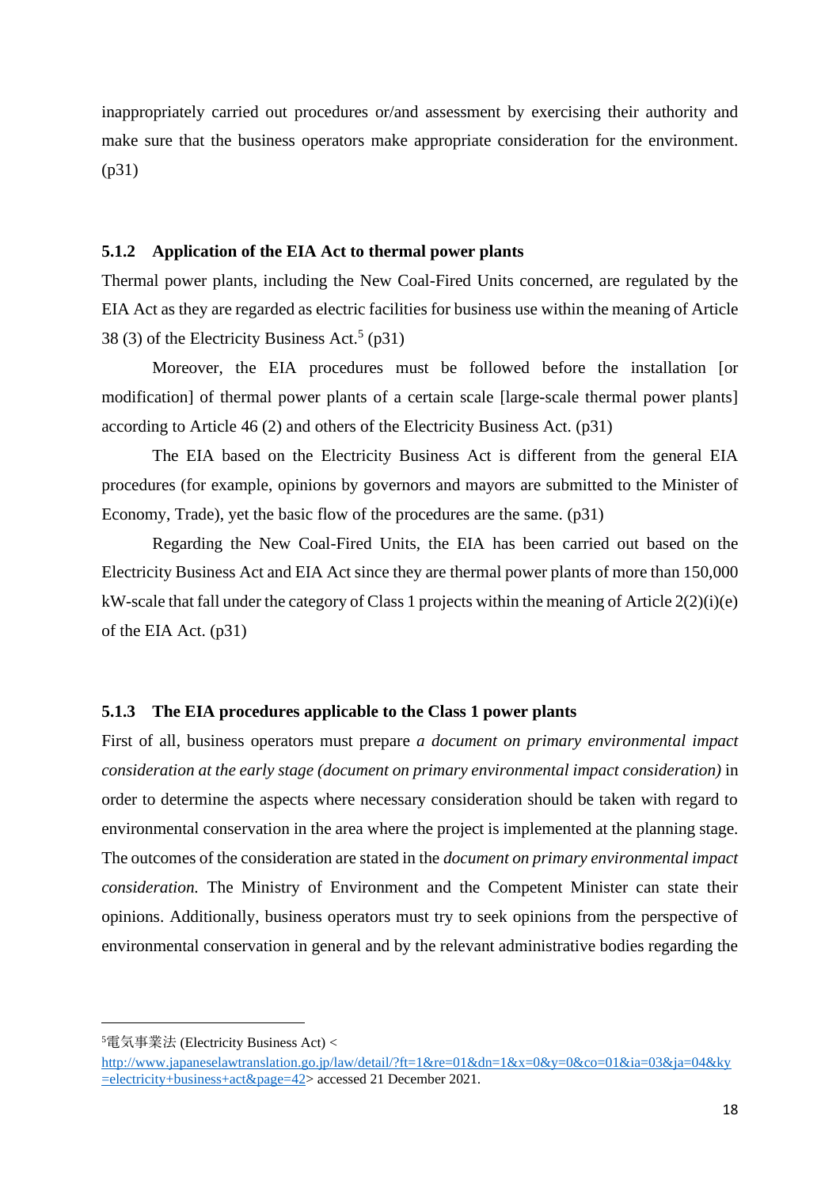inappropriately carried out procedures or/and assessment by exercising their authority and make sure that the business operators make appropriate consideration for the environment. (p31)

### 5.1.2 Application of the EIA Act to thermal power plants

Thermal power plants, including the New Coal-Fired Units concerned, are regulated by the EIA Act as they are regarded as electric facilities for business use within the meaning of Article 38 (3) of the Electricity Business Act.[5] (p31)

Moreover, the EIA procedures must be followed before the installation [or modification] of thermal power plants of a certain scale [large-scale thermal power plants] according to Article 46 (2) and others of the Electricity Business Act. (p31)

The EIA based on the Electricity Business Act is different from the general EIA procedures (for example, opinions by governors and mayors are submitted to the Minister of Economy, Trade), yet the basic flow of the procedures are the same. (p31)

Regarding the New Coal-Fired Units, the EIA has been carried out based on the Electricity Business Act and EIA Act since they are thermal power plants of more than 150,000 kW-scale that fall under the category of Class 1 projects within the meaning of Article 2(2)(i)(e) of the EIA Act. (p31)

### 5.1.3 The EIA procedures applicable to the Class 1 power plants

First of all, business operators must prepare *a document on primary environmental impact consideration at the early stage (document on primary environmental impact consideration)* in order to determine the aspects where necessary consideration should be taken with regard to environmental conservation in the area where the project is implemented at the planning stage. The outcomes of the consideration are stated in the *document on primary environmental impact consideration.* The Ministry of Environment and the Competent Minister can state their opinions. Additionally, business operators must try to seek opinions from the perspective of environmental conservation in general and by the relevant administrative bodies regarding the

---

[5] 電気事業法 (Electricity Business Act) <http://www.japaneselawtranslation.go.jp/law/detail/?ft=1&re=01&dn=1&x=0&y=0&co=01&ia=03&ja=04&ky=electricity+business+act&page=42> accessed 21 December 2021.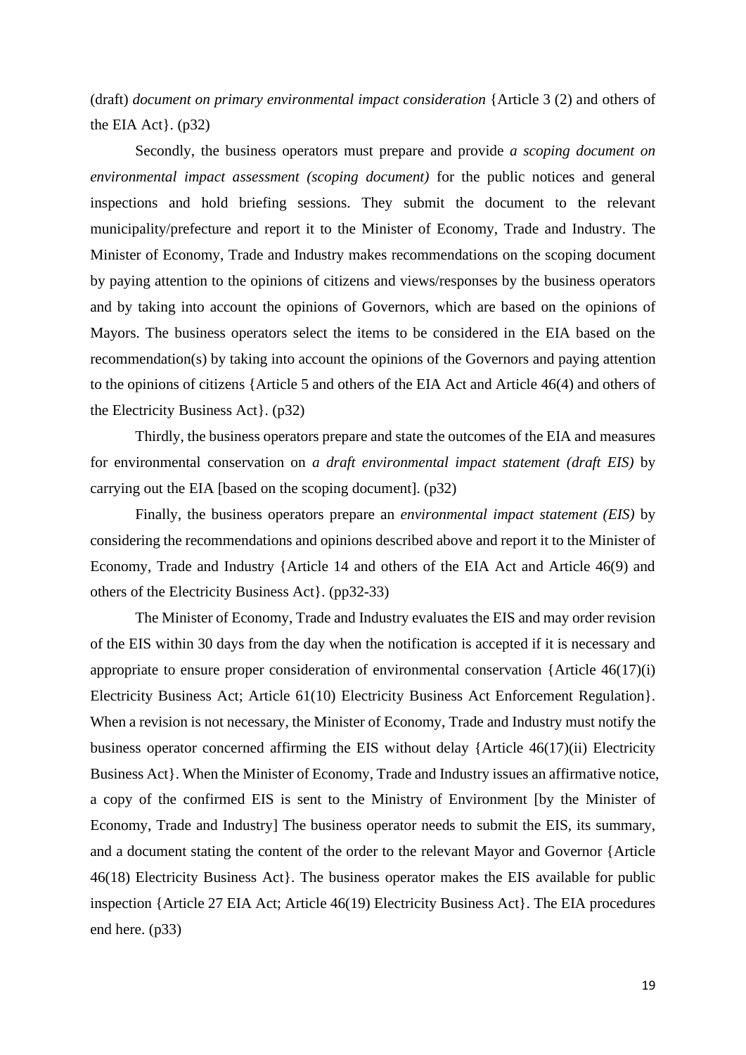(draft) *document on primary environmental impact consideration* {Article 3 (2) and others of the EIA Act}. (p32)

Secondly, the business operators must prepare and provide *a scoping document on environmental impact assessment (scoping document)* for the public notices and general inspections and hold briefing sessions. They submit the document to the relevant municipality/prefecture and report it to the Minister of Economy, Trade and Industry. The Minister of Economy, Trade and Industry makes recommendations on the scoping document by paying attention to the opinions of citizens and views/responses by the business operators and by taking into account the opinions of Governors, which are based on the opinions of Mayors. The business operators select the items to be considered in the EIA based on the recommendation(s) by taking into account the opinions of the Governors and paying attention to the opinions of citizens {Article 5 and others of the EIA Act and Article 46(4) and others of the Electricity Business Act}. (p32)

Thirdly, the business operators prepare and state the outcomes of the EIA and measures for environmental conservation on *a draft environmental impact statement (draft EIS)* by carrying out the EIA [based on the scoping document]. (p32)

Finally, the business operators prepare an *environmental impact statement (EIS)* by considering the recommendations and opinions described above and report it to the Minister of Economy, Trade and Industry {Article 14 and others of the EIA Act and Article 46(9) and others of the Electricity Business Act}. (pp32-33)

The Minister of Economy, Trade and Industry evaluates the EIS and may order revision of the EIS within 30 days from the day when the notification is accepted if it is necessary and appropriate to ensure proper consideration of environmental conservation {Article 46(17)(i) Electricity Business Act; Article 61(10) Electricity Business Act Enforcement Regulation}. When a revision is not necessary, the Minister of Economy, Trade and Industry must notify the business operator concerned affirming the EIS without delay {Article 46(17)(ii) Electricity Business Act}. When the Minister of Economy, Trade and Industry issues an affirmative notice, a copy of the confirmed EIS is sent to the Ministry of Environment [by the Minister of Economy, Trade and Industry] The business operator needs to submit the EIS, its summary, and a document stating the content of the order to the relevant Mayor and Governor {Article 46(18) Electricity Business Act}. The business operator makes the EIS available for public inspection {Article 27 EIA Act; Article 46(19) Electricity Business Act}. The EIA procedures end here. (p33)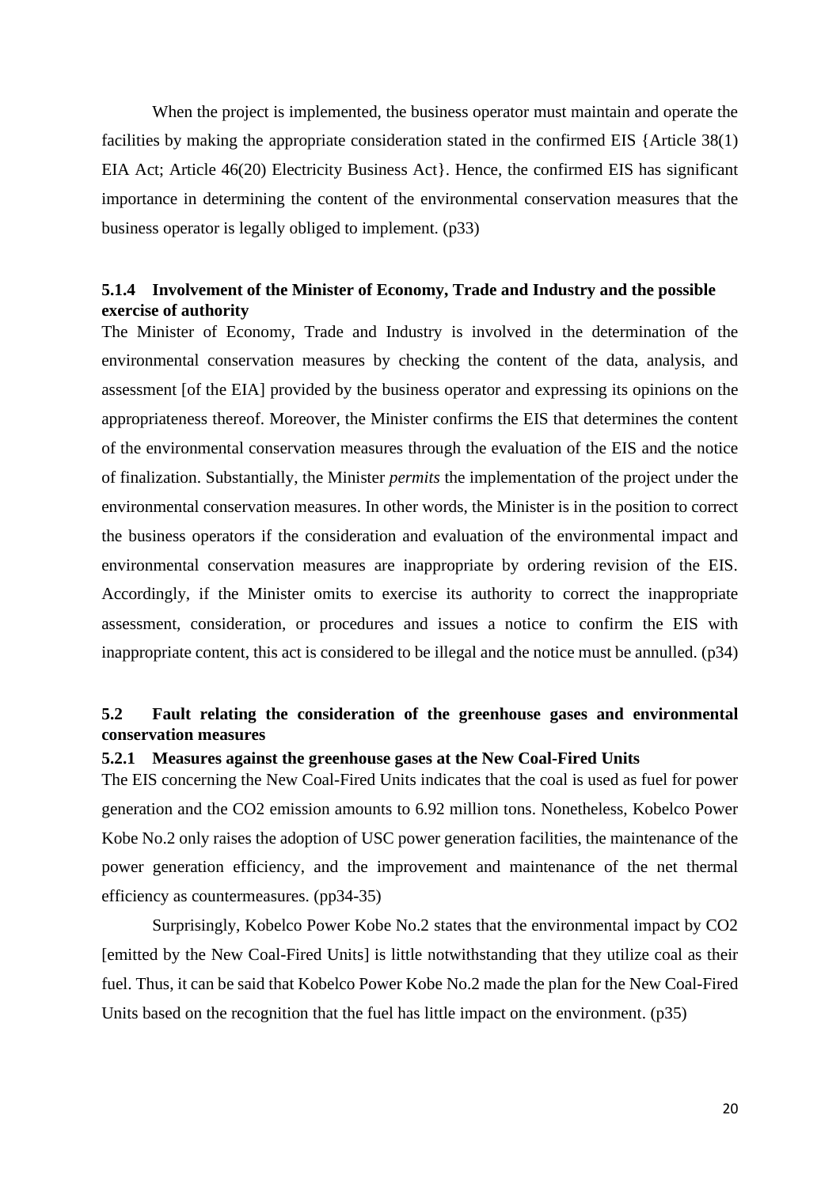When the project is implemented, the business operator must maintain and operate the facilities by making the appropriate consideration stated in the confirmed EIS {Article 38(1) EIA Act; Article 46(20) Electricity Business Act}. Hence, the confirmed EIS has significant importance in determining the content of the environmental conservation measures that the business operator is legally obliged to implement. (p33)

### 5.1.4 Involvement of the Minister of Economy, Trade and Industry and the possible exercise of authority

The Minister of Economy, Trade and Industry is involved in the determination of the environmental conservation measures by checking the content of the data, analysis, and assessment [of the EIA] provided by the business operator and expressing its opinions on the appropriateness thereof. Moreover, the Minister confirms the EIS that determines the content of the environmental conservation measures through the evaluation of the EIS and the notice of finalization. Substantially, the Minister *permits* the implementation of the project under the environmental conservation measures. In other words, the Minister is in the position to correct the business operators if the consideration and evaluation of the environmental impact and environmental conservation measures are inappropriate by ordering revision of the EIS. Accordingly, if the Minister omits to exercise its authority to correct the inappropriate assessment, consideration, or procedures and issues a notice to confirm the EIS with inappropriate content, this act is considered to be illegal and the notice must be annulled. (p34)

## 5.2 Fault relating the consideration of the greenhouse gases and environmental conservation measures

### 5.2.1 Measures against the greenhouse gases at the New Coal-Fired Units

The EIS concerning the New Coal-Fired Units indicates that the coal is used as fuel for power generation and the $CO_2$ emission amounts to 6.92 million tons. Nonetheless, Kobelco Power Kobe No.2 only raises the adoption of USC power generation facilities, the maintenance of the power generation efficiency, and the improvement and maintenance of the net thermal efficiency as countermeasures. (pp34-35)

Surprisingly, Kobelco Power Kobe No.2 states that the environmental impact by $CO_2$ [emitted by the New Coal-Fired Units] is little notwithstanding that they utilize coal as their fuel. Thus, it can be said that Kobelco Power Kobe No.2 made the plan for the New Coal-Fired Units based on the recognition that the fuel has little impact on the environment. (p35)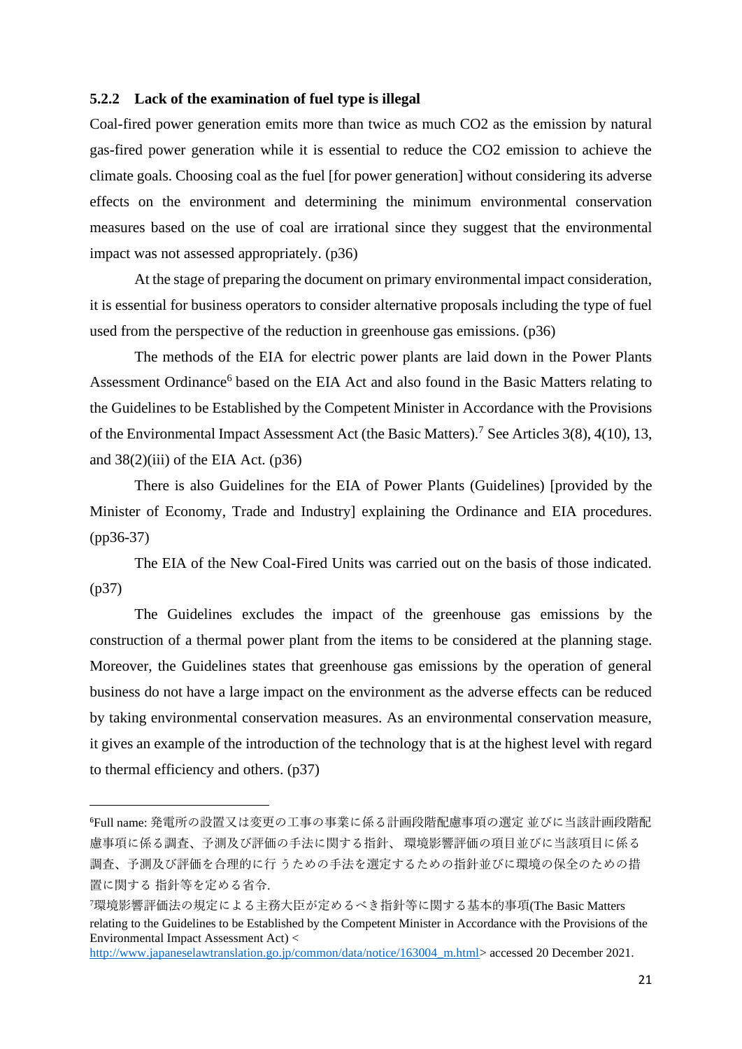### 5.2.2 Lack of the examination of fuel type is illegal

Coal-fired power generation emits more than twice as much $CO_2$ as the emission by natural gas-fired power generation while it is essential to reduce the $CO_2$ emission to achieve the climate goals. Choosing coal as the fuel [for power generation] without considering its adverse effects on the environment and determining the minimum environmental conservation measures based on the use of coal are irrational since they suggest that the environmental impact was not assessed appropriately. (p36)

At the stage of preparing the document on primary environmental impact consideration, it is essential for business operators to consider alternative proposals including the type of fuel used from the perspective of the reduction in greenhouse gas emissions. (p36)

The methods of the EIA for electric power plants are laid down in the Power Plants Assessment Ordinance[6] based on the EIA Act and also found in the Basic Matters relating to the Guidelines to be Established by the Competent Minister in Accordance with the Provisions of the Environmental Impact Assessment Act (the Basic Matters).[7] See Articles 3(8), 4(10), 13, and 38(2)(iii) of the EIA Act. (p36)

There is also Guidelines for the EIA of Power Plants (Guidelines) [provided by the Minister of Economy, Trade and Industry] explaining the Ordinance and EIA procedures. (pp36-37)

The EIA of the New Coal-Fired Units was carried out on the basis of those indicated. (p37)

The Guidelines excludes the impact of the greenhouse gas emissions by the construction of a thermal power plant from the items to be considered at the planning stage. Moreover, the Guidelines states that greenhouse gas emissions by the operation of general business do not have a large impact on the environment as the adverse effects can be reduced by taking environmental conservation measures. As an environmental conservation measure, it gives an example of the introduction of the technology that is at the highest level with regard to thermal efficiency and others. (p37)

---

[6] Full name: 発電所の設置又は変更の工事の事業に係る計画段階配慮事項の選定 並びに当該計画段階配慮事項に係る調査、予測及び評価の手法に関する指針、 環境影響評価の項目並びに当該項目に係る調査、予測及び評価を合理的に行 うための手法を選定するための指針並びに環境の保全のための措置に関する 指針等を定める省令.

[7] 環境影響評価法の規定による主務大臣が定めるべき指針等に関する基本的事項(The Basic Matters relating to the Guidelines to be Established by the Competent Minister in Accordance with the Provisions of the Environmental Impact Assessment Act) <http://www.japaneselawtranslation.go.jp/common/data/notice/163004_m.html> accessed 20 December 2021.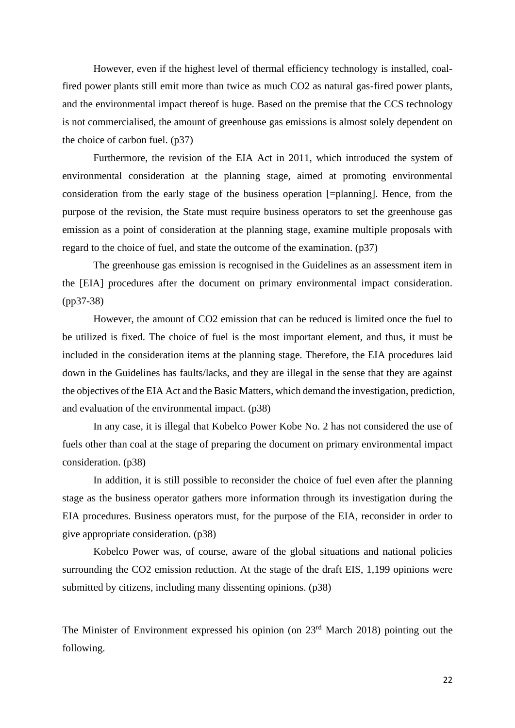However, even if the highest level of thermal efficiency technology is installed, coal-fired power plants still emit more than twice as much $CO_2$ as natural gas-fired power plants, and the environmental impact thereof is huge. Based on the premise that the CCS technology is not commercialised, the amount of greenhouse gas emissions is almost solely dependent on the choice of carbon fuel. (p37)

Furthermore, the revision of the EIA Act in 2011, which introduced the system of environmental consideration at the planning stage, aimed at promoting environmental consideration from the early stage of the business operation [=planning]. Hence, from the purpose of the revision, the State must require business operators to set the greenhouse gas emission as a point of consideration at the planning stage, examine multiple proposals with regard to the choice of fuel, and state the outcome of the examination. (p37)

The greenhouse gas emission is recognised in the Guidelines as an assessment item in the [EIA] procedures after the document on primary environmental impact consideration. (pp37-38)

However, the amount of $CO_2$ emission that can be reduced is limited once the fuel to be utilized is fixed. The choice of fuel is the most important element, and thus, it must be included in the consideration items at the planning stage. Therefore, the EIA procedures laid down in the Guidelines has faults/lacks, and they are illegal in the sense that they are against the objectives of the EIA Act and the Basic Matters, which demand the investigation, prediction, and evaluation of the environmental impact. (p38)

In any case, it is illegal that Kobelco Power Kobe No. 2 has not considered the use of fuels other than coal at the stage of preparing the document on primary environmental impact consideration. (p38)

In addition, it is still possible to reconsider the choice of fuel even after the planning stage as the business operator gathers more information through its investigation during the EIA procedures. Business operators must, for the purpose of the EIA, reconsider in order to give appropriate consideration. (p38)

Kobelco Power was, of course, aware of the global situations and national policies surrounding the $CO_2$ emission reduction. At the stage of the draft EIS, 1,199 opinions were submitted by citizens, including many dissenting opinions. (p38)

The Minister of Environment expressed his opinion (on 23rd March 2018) pointing out the following.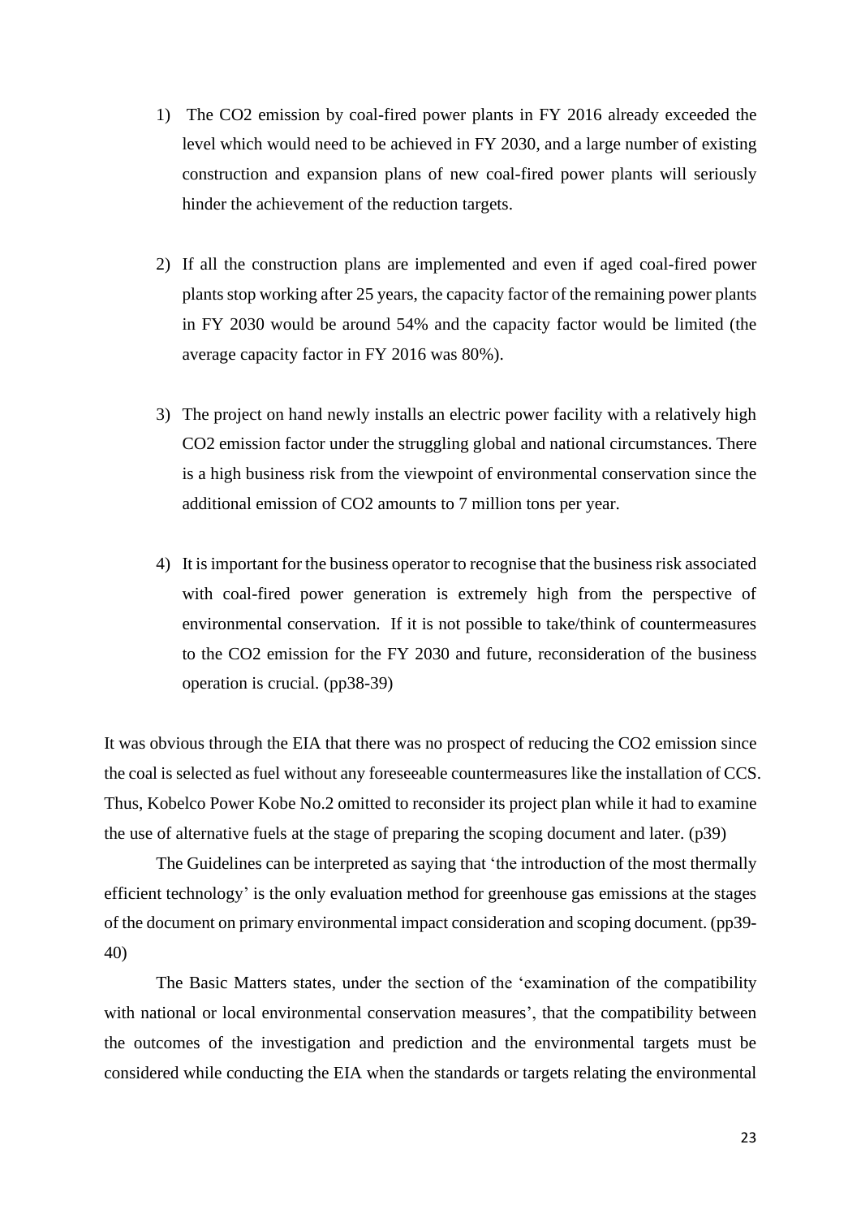1) The $CO_2$ emission by coal-fired power plants in FY 2016 already exceeded the level which would need to be achieved in FY 2030, and a large number of existing construction and expansion plans of new coal-fired power plants will seriously hinder the achievement of the reduction targets.

2) If all the construction plans are implemented and even if aged coal-fired power plants stop working after 25 years, the capacity factor of the remaining power plants in FY 2030 would be around 54% and the capacity factor would be limited (the average capacity factor in FY 2016 was 80%).

3) The project on hand newly installs an electric power facility with a relatively high $CO_2$ emission factor under the struggling global and national circumstances. There is a high business risk from the viewpoint of environmental conservation since the additional emission of $CO_2$ amounts to 7 million tons per year.

4) It is important for the business operator to recognise that the business risk associated with coal-fired power generation is extremely high from the perspective of environmental conservation. If it is not possible to take/think of countermeasures to the $CO_2$ emission for the FY 2030 and future, reconsideration of the business operation is crucial. (pp38-39)

It was obvious through the EIA that there was no prospect of reducing the $CO_2$ emission since the coal is selected as fuel without any foreseeable countermeasures like the installation of CCS. Thus, Kobelco Power Kobe No.2 omitted to reconsider its project plan while it had to examine the use of alternative fuels at the stage of preparing the scoping document and later. (p39)

The Guidelines can be interpreted as saying that 'the introduction of the most thermally efficient technology' is the only evaluation method for greenhouse gas emissions at the stages of the document on primary environmental impact consideration and scoping document. (pp39-40)

The Basic Matters states, under the section of the 'examination of the compatibility with national or local environmental conservation measures', that the compatibility between the outcomes of the investigation and prediction and the environmental targets must be considered while conducting the EIA when the standards or targets relating the environmental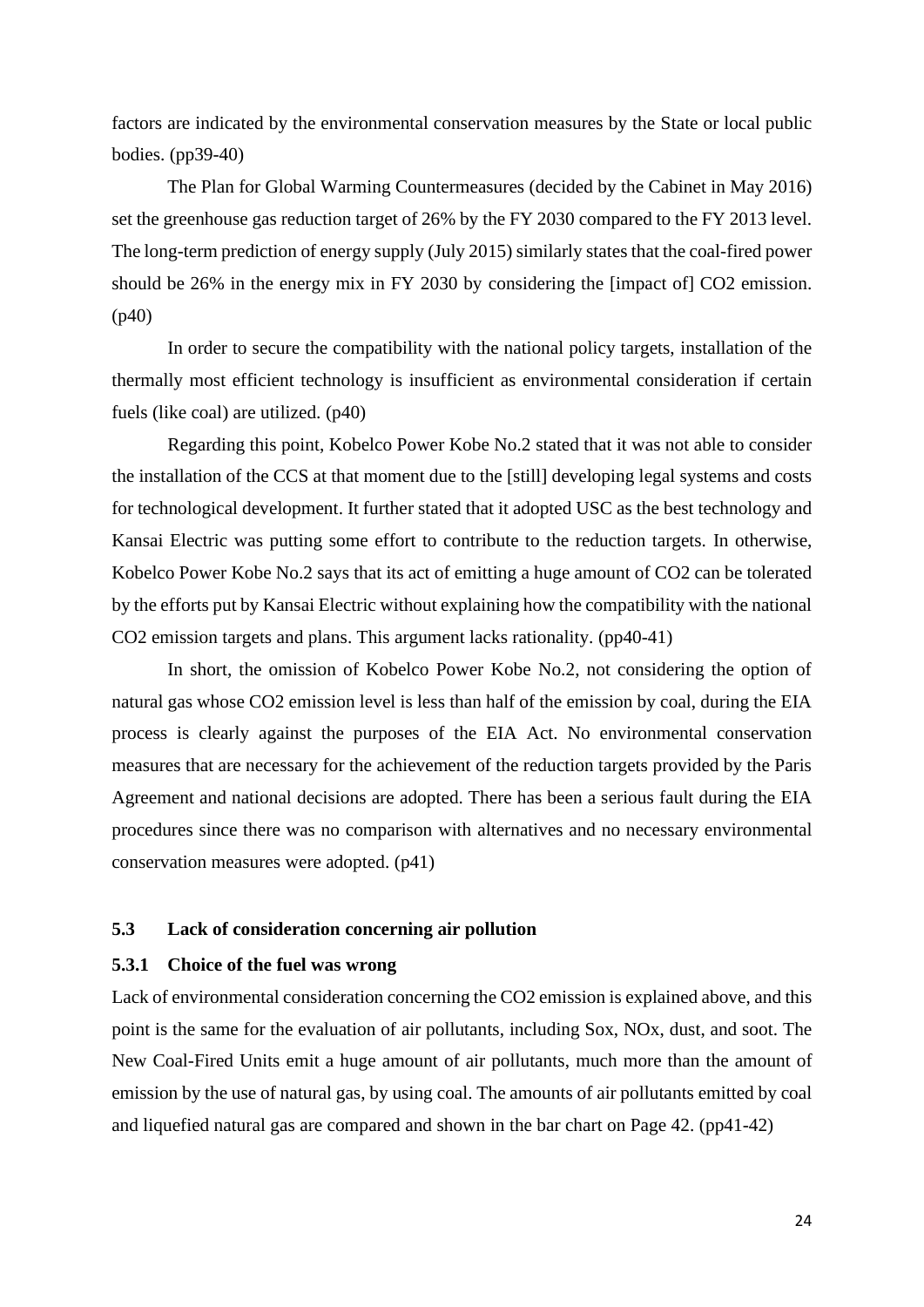factors are indicated by the environmental conservation measures by the State or local public bodies. (pp39-40)

The Plan for Global Warming Countermeasures (decided by the Cabinet in May 2016) set the greenhouse gas reduction target of 26% by the FY 2030 compared to the FY 2013 level. The long-term prediction of energy supply (July 2015) similarly states that the coal-fired power should be 26% in the energy mix in FY 2030 by considering the [impact of] $CO_2$ emission. (p40)

In order to secure the compatibility with the national policy targets, installation of the thermally most efficient technology is insufficient as environmental consideration if certain fuels (like coal) are utilized. (p40)

Regarding this point, Kobelco Power Kobe No.2 stated that it was not able to consider the installation of the CCS at that moment due to the [still] developing legal systems and costs for technological development. It further stated that it adopted USC as the best technology and Kansai Electric was putting some effort to contribute to the reduction targets. In otherwise, Kobelco Power Kobe No.2 says that its act of emitting a huge amount of $CO_2$ can be tolerated by the efforts put by Kansai Electric without explaining how the compatibility with the national $CO_2$ emission targets and plans. This argument lacks rationality. (pp40-41)

In short, the omission of Kobelco Power Kobe No.2, not considering the option of natural gas whose $CO_2$ emission level is less than half of the emission by coal, during the EIA process is clearly against the purposes of the EIA Act. No environmental conservation measures that are necessary for the achievement of the reduction targets provided by the Paris Agreement and national decisions are adopted. There has been a serious fault during the EIA procedures since there was no comparison with alternatives and no necessary environmental conservation measures were adopted. (p41)

## 5.3 Lack of consideration concerning air pollution

### 5.3.1 Choice of the fuel was wrong

Lack of environmental consideration concerning the $CO_2$ emission is explained above, and this point is the same for the evaluation of air pollutants, including Sox, NOx, dust, and soot. The New Coal-Fired Units emit a huge amount of air pollutants, much more than the amount of emission by the use of natural gas, by using coal. The amounts of air pollutants emitted by coal and liquefied natural gas are compared and shown in the bar chart on Page 42. (pp41-42)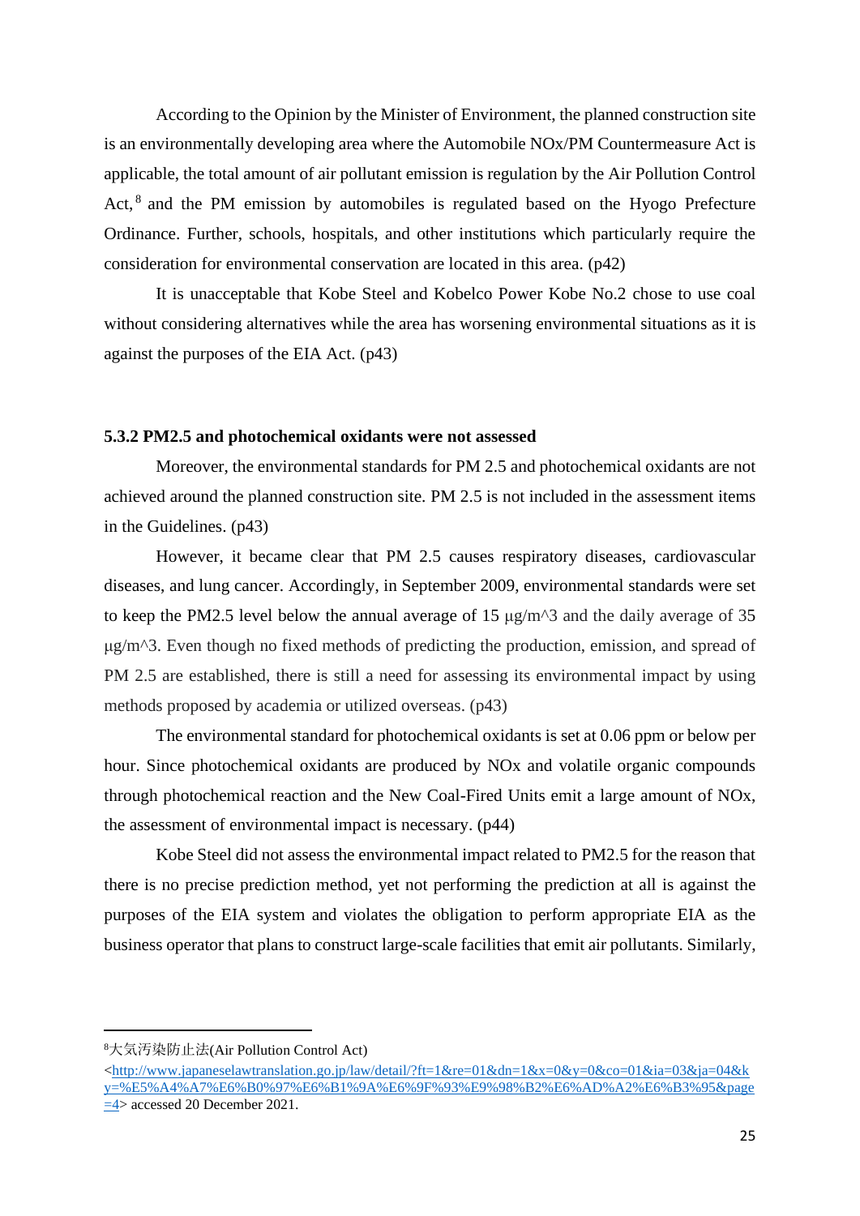According to the Opinion by the Minister of Environment, the planned construction site is an environmentally developing area where the Automobile NOx/PM Countermeasure Act is applicable, the total amount of air pollutant emission is regulation by the Air Pollution Control Act,[8] and the PM emission by automobiles is regulated based on the Hyogo Prefecture Ordinance. Further, schools, hospitals, and other institutions which particularly require the consideration for environmental conservation are located in this area. (p42)

It is unacceptable that Kobe Steel and Kobelco Power Kobe No.2 chose to use coal without considering alternatives while the area has worsening environmental situations as it is against the purposes of the EIA Act. (p43)

### 5.3.2 PM2.5 and photochemical oxidants were not assessed

Moreover, the environmental standards for PM 2.5 and photochemical oxidants are not achieved around the planned construction site. PM 2.5 is not included in the assessment items in the Guidelines. (p43)

However, it became clear that PM 2.5 causes respiratory diseases, cardiovascular diseases, and lung cancer. Accordingly, in September 2009, environmental standards were set to keep the PM2.5 level below the annual average of 15 μg/m^3 and the daily average of 35 μg/m^3. Even though no fixed methods of predicting the production, emission, and spread of PM 2.5 are established, there is still a need for assessing its environmental impact by using methods proposed by academia or utilized overseas. (p43)

The environmental standard for photochemical oxidants is set at 0.06 ppm or below per hour. Since photochemical oxidants are produced by NOx and volatile organic compounds through photochemical reaction and the New Coal-Fired Units emit a large amount of NOx, the assessment of environmental impact is necessary. (p44)

Kobe Steel did not assess the environmental impact related to PM2.5 for the reason that there is no precise prediction method, yet not performing the prediction at all is against the purposes of the EIA system and violates the obligation to perform appropriate EIA as the business operator that plans to construct large-scale facilities that emit air pollutants. Similarly,

---

[8] 大気汚染防止法(Air Pollution Control Act) <http://www.japaneselawtranslation.go.jp/law/detail/?ft=1&re=01&dn=1&x=0&y=0&co=01&ia=03&ja=04&ky=%E5%A4%A7%E6%B0%97%E6%B1%9A%E6%9F%93%E9%98%B2%E6%AD%A2%E6%B3%95&page=4> accessed 20 December 2021.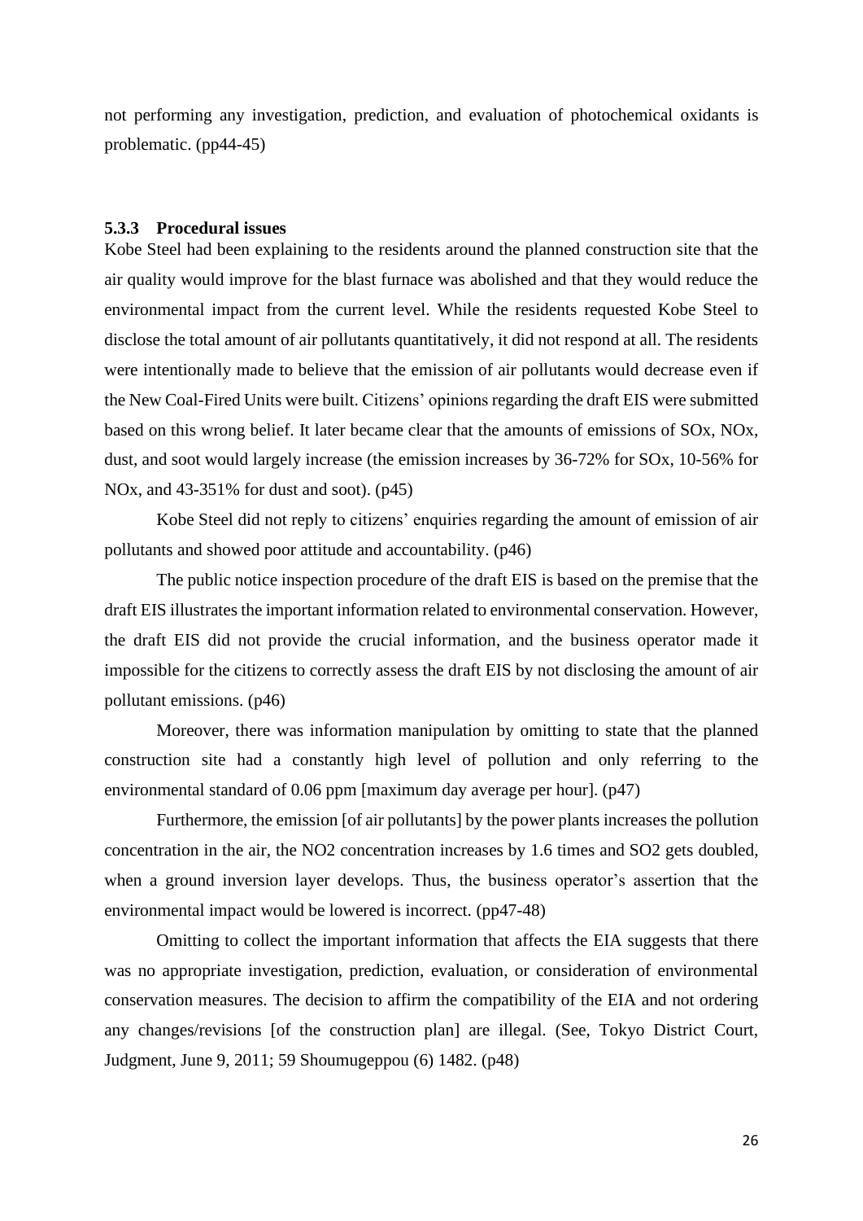not performing any investigation, prediction, and evaluation of photochemical oxidants is problematic. (pp44-45)

### 5.3.3 Procedural issues

Kobe Steel had been explaining to the residents around the planned construction site that the air quality would improve for the blast furnace was abolished and that they would reduce the environmental impact from the current level. While the residents requested Kobe Steel to disclose the total amount of air pollutants quantitatively, it did not respond at all. The residents were intentionally made to believe that the emission of air pollutants would decrease even if the New Coal-Fired Units were built. Citizens' opinions regarding the draft EIS were submitted based on this wrong belief. It later became clear that the amounts of emissions of SOx, NOx, dust, and soot would largely increase (the emission increases by 36-72% for SOx, 10-56% for NOx, and 43-351% for dust and soot). (p45)

Kobe Steel did not reply to citizens' enquiries regarding the amount of emission of air pollutants and showed poor attitude and accountability. (p46)

The public notice inspection procedure of the draft EIS is based on the premise that the draft EIS illustrates the important information related to environmental conservation. However, the draft EIS did not provide the crucial information, and the business operator made it impossible for the citizens to correctly assess the draft EIS by not disclosing the amount of air pollutant emissions. (p46)

Moreover, there was information manipulation by omitting to state that the planned construction site had a constantly high level of pollution and only referring to the environmental standard of 0.06 ppm [maximum day average per hour]. (p47)

Furthermore, the emission [of air pollutants] by the power plants increases the pollution concentration in the air, the $NO_2$ concentration increases by 1.6 times and $SO_2$ gets doubled, when a ground inversion layer develops. Thus, the business operator's assertion that the environmental impact would be lowered is incorrect. (pp47-48)

Omitting to collect the important information that affects the EIA suggests that there was no appropriate investigation, prediction, evaluation, or consideration of environmental conservation measures. The decision to affirm the compatibility of the EIA and not ordering any changes/revisions [of the construction plan] are illegal. (See, Tokyo District Court, Judgment, June 9, 2011; 59 Shoumugeppou (6) 1482. (p48)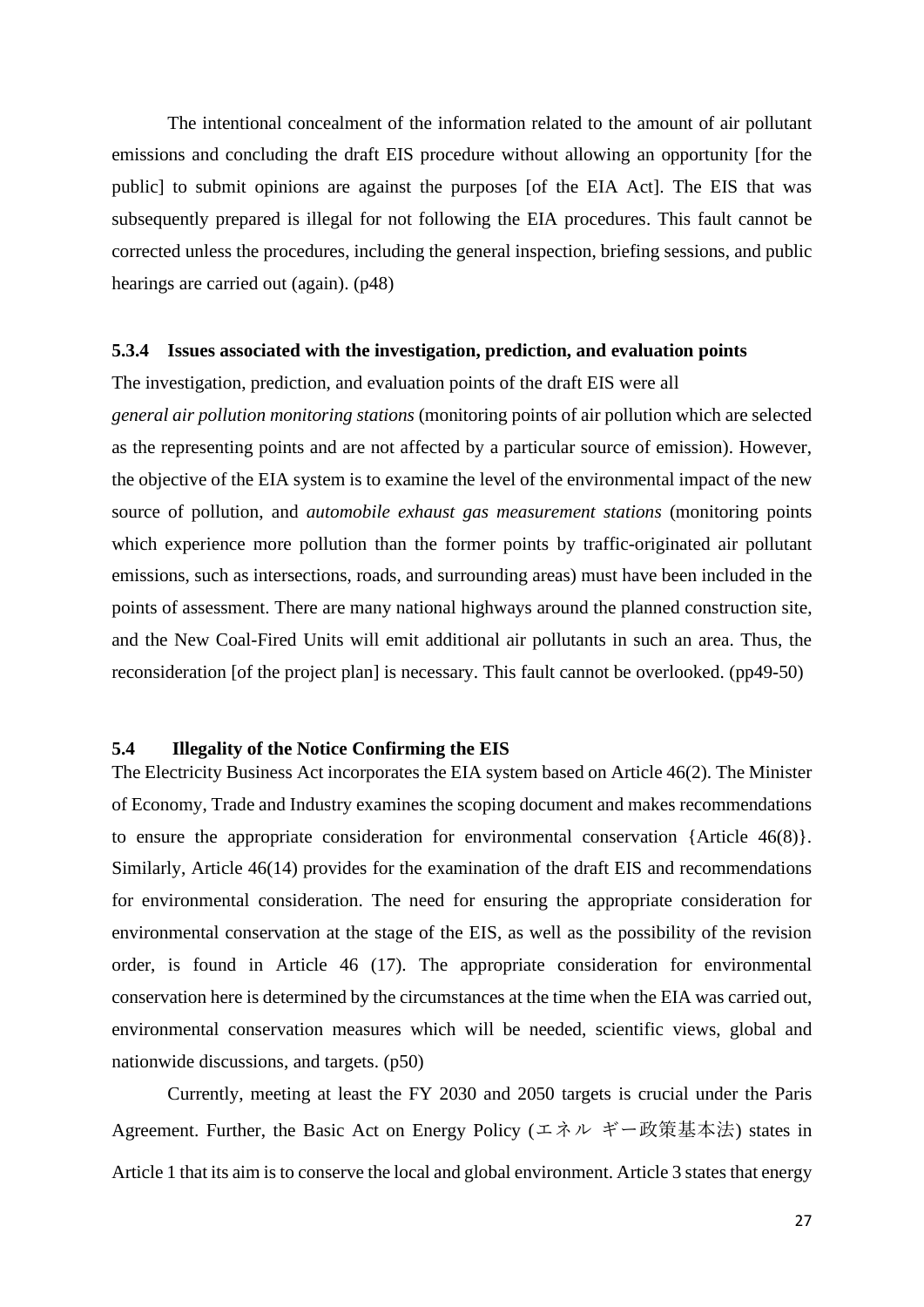The intentional concealment of the information related to the amount of air pollutant emissions and concluding the draft EIS procedure without allowing an opportunity [for the public] to submit opinions are against the purposes [of the EIA Act]. The EIS that was subsequently prepared is illegal for not following the EIA procedures. This fault cannot be corrected unless the procedures, including the general inspection, briefing sessions, and public hearings are carried out (again). (p48)

### 5.3.4 Issues associated with the investigation, prediction, and evaluation points

The investigation, prediction, and evaluation points of the draft EIS were all *general air pollution monitoring stations* (monitoring points of air pollution which are selected as the representing points and are not affected by a particular source of emission). However, the objective of the EIA system is to examine the level of the environmental impact of the new source of pollution, and *automobile exhaust gas measurement stations* (monitoring points which experience more pollution than the former points by traffic-originated air pollutant emissions, such as intersections, roads, and surrounding areas) must have been included in the points of assessment. There are many national highways around the planned construction site, and the New Coal-Fired Units will emit additional air pollutants in such an area. Thus, the reconsideration [of the project plan] is necessary. This fault cannot be overlooked. (pp49-50)

## 5.4 Illegality of the Notice Confirming the EIS

The Electricity Business Act incorporates the EIA system based on Article 46(2). The Minister of Economy, Trade and Industry examines the scoping document and makes recommendations to ensure the appropriate consideration for environmental conservation {Article 46(8)}. Similarly, Article 46(14) provides for the examination of the draft EIS and recommendations for environmental consideration. The need for ensuring the appropriate consideration for environmental conservation at the stage of the EIS, as well as the possibility of the revision order, is found in Article 46 (17). The appropriate consideration for environmental conservation here is determined by the circumstances at the time when the EIA was carried out, environmental conservation measures which will be needed, scientific views, global and nationwide discussions, and targets. (p50)

Currently, meeting at least the FY 2030 and 2050 targets is crucial under the Paris Agreement. Further, the Basic Act on Energy Policy (エネル ギー政策基本法) states in Article 1 that its aim is to conserve the local and global environment. Article 3 states that energy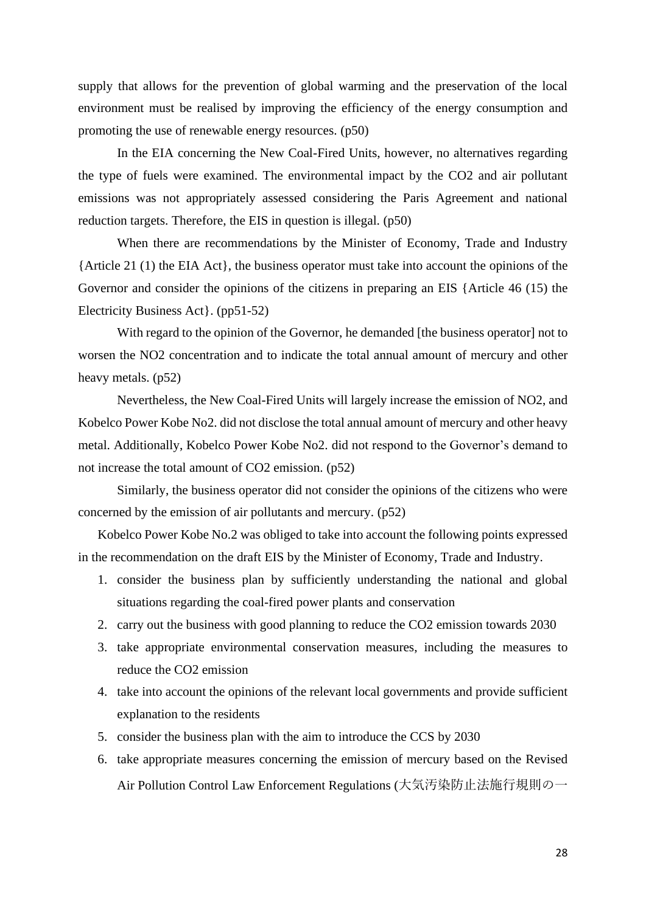supply that allows for the prevention of global warming and the preservation of the local environment must be realised by improving the efficiency of the energy consumption and promoting the use of renewable energy resources. (p50)

In the EIA concerning the New Coal-Fired Units, however, no alternatives regarding the type of fuels were examined. The environmental impact by the $CO_2$ and air pollutant emissions was not appropriately assessed considering the Paris Agreement and national reduction targets. Therefore, the EIS in question is illegal. (p50)

When there are recommendations by the Minister of Economy, Trade and Industry {Article 21 (1) the EIA Act}, the business operator must take into account the opinions of the Governor and consider the opinions of the citizens in preparing an EIS {Article 46 (15) the Electricity Business Act}. (pp51-52)

With regard to the opinion of the Governor, he demanded [the business operator] not to worsen the $NO_2$ concentration and to indicate the total annual amount of mercury and other heavy metals. (p52)

Nevertheless, the New Coal-Fired Units will largely increase the emission of $NO_2$, and Kobelco Power Kobe No2. did not disclose the total annual amount of mercury and other heavy metal. Additionally, Kobelco Power Kobe No2. did not respond to the Governor's demand to not increase the total amount of $CO_2$ emission. (p52)

Similarly, the business operator did not consider the opinions of the citizens who were concerned by the emission of air pollutants and mercury. (p52)

Kobelco Power Kobe No.2 was obliged to take into account the following points expressed in the recommendation on the draft EIS by the Minister of Economy, Trade and Industry.

1. consider the business plan by sufficiently understanding the national and global situations regarding the coal-fired power plants and conservation
2. carry out the business with good planning to reduce the $CO_2$ emission towards 2030
3. take appropriate environmental conservation measures, including the measures to reduce the $CO_2$ emission
4. take into account the opinions of the relevant local governments and provide sufficient explanation to the residents
5. consider the business plan with the aim to introduce the CCS by 2030
6. take appropriate measures concerning the emission of mercury based on the Revised Air Pollution Control Law Enforcement Regulations (大気汚染防止法施行規則の一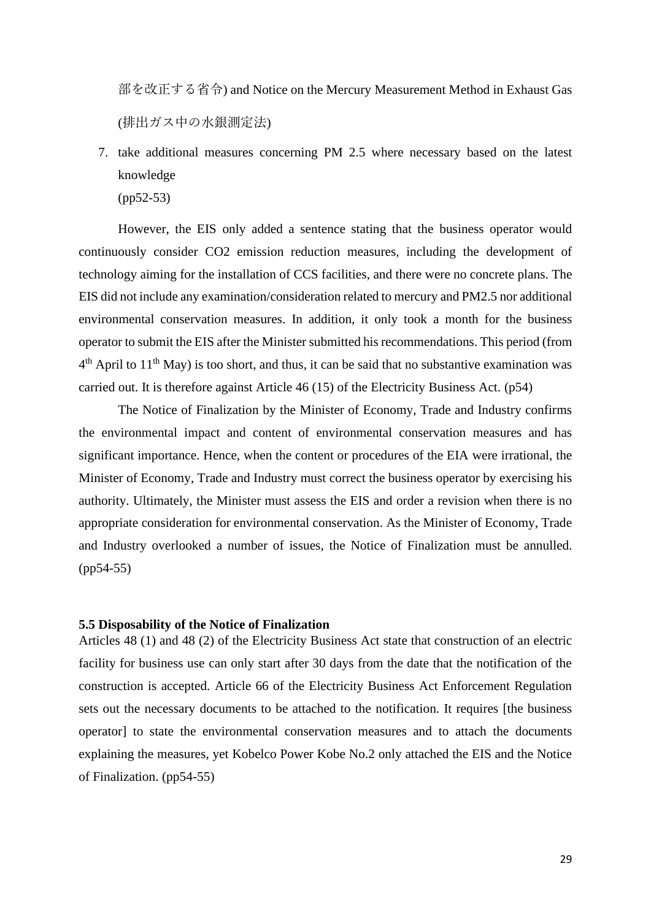部を改正する省令) and Notice on the Mercury Measurement Method in Exhaust Gas (排出ガス中の水銀測定法)

7. take additional measures concerning PM 2.5 where necessary based on the latest knowledge
   (pp52-53)

However, the EIS only added a sentence stating that the business operator would continuously consider CO2 emission reduction measures, including the development of technology aiming for the installation of CCS facilities, and there were no concrete plans. The EIS did not include any examination/consideration related to mercury and PM2.5 nor additional environmental conservation measures. In addition, it only took a month for the business operator to submit the EIS after the Minister submitted his recommendations. This period (from 4th April to 11th May) is too short, and thus, it can be said that no substantive examination was carried out. It is therefore against Article 46 (15) of the Electricity Business Act. (p54)

The Notice of Finalization by the Minister of Economy, Trade and Industry confirms the environmental impact and content of environmental conservation measures and has significant importance. Hence, when the content or procedures of the EIA were irrational, the Minister of Economy, Trade and Industry must correct the business operator by exercising his authority. Ultimately, the Minister must assess the EIS and order a revision when there is no appropriate consideration for environmental conservation. As the Minister of Economy, Trade and Industry overlooked a number of issues, the Notice of Finalization must be annulled. (pp54-55)

### 5.5 Disposability of the Notice of Finalization

Articles 48 (1) and 48 (2) of the Electricity Business Act state that construction of an electric facility for business use can only start after 30 days from the date that the notification of the construction is accepted. Article 66 of the Electricity Business Act Enforcement Regulation sets out the necessary documents to be attached to the notification. It requires [the business operator] to state the environmental conservation measures and to attach the documents explaining the measures, yet Kobelco Power Kobe No.2 only attached the EIS and the Notice of Finalization. (pp54-55)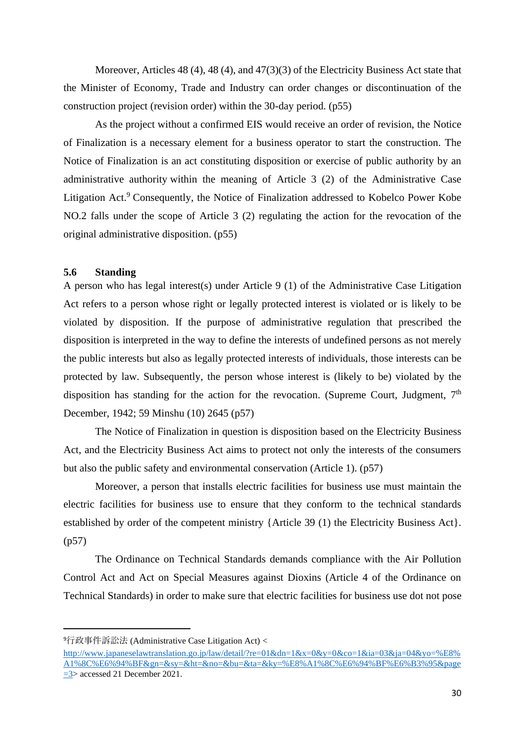Moreover, Articles 48 (4), 48 (4), and 47(3)(3) of the Electricity Business Act state that the Minister of Economy, Trade and Industry can order changes or discontinuation of the construction project (revision order) within the 30-day period. (p55)

As the project without a confirmed EIS would receive an order of revision, the Notice of Finalization is a necessary element for a business operator to start the construction. The Notice of Finalization is an act constituting disposition or exercise of public authority by an administrative authority within the meaning of Article 3 (2) of the Administrative Case Litigation Act.[9] Consequently, the Notice of Finalization addressed to Kobelco Power Kobe NO.2 falls under the scope of Article 3 (2) regulating the action for the revocation of the original administrative disposition. (p55)

### 5.6 Standing

A person who has legal interest(s) under Article 9 (1) of the Administrative Case Litigation Act refers to a person whose right or legally protected interest is violated or is likely to be violated by disposition. If the purpose of administrative regulation that prescribed the disposition is interpreted in the way to define the interests of undefined persons as not merely the public interests but also as legally protected interests of individuals, those interests can be protected by law. Subsequently, the person whose interest is (likely to be) violated by the disposition has standing for the action for the revocation. (Supreme Court, Judgment, 7th December, 1942; 59 Minshu (10) 2645 (p57)

The Notice of Finalization in question is disposition based on the Electricity Business Act, and the Electricity Business Act aims to protect not only the interests of the consumers but also the public safety and environmental conservation (Article 1). (p57)

Moreover, a person that installs electric facilities for business use must maintain the electric facilities for business use to ensure that they conform to the technical standards established by order of the competent ministry {Article 39 (1) the Electricity Business Act}. (p57)

The Ordinance on Technical Standards demands compliance with the Air Pollution Control Act and Act on Special Measures against Dioxins (Article 4 of the Ordinance on Technical Standards) in order to make sure that electric facilities for business use dot not pose

---

[9] 行政事件訴訟法 (Administrative Case Litigation Act) <http://www.japaneselawtranslation.go.jp/law/detail/?re=01&dn=1&x=0&y=0&co=1&ia=03&ja=04&yo=%E8%A1%8C%E6%94%BF&gn=&sy=&ht=&no=&bu=&ta=&ky=%E8%A1%8C%E6%94%BF%E6%B3%95&page=3> accessed 21 December 2021.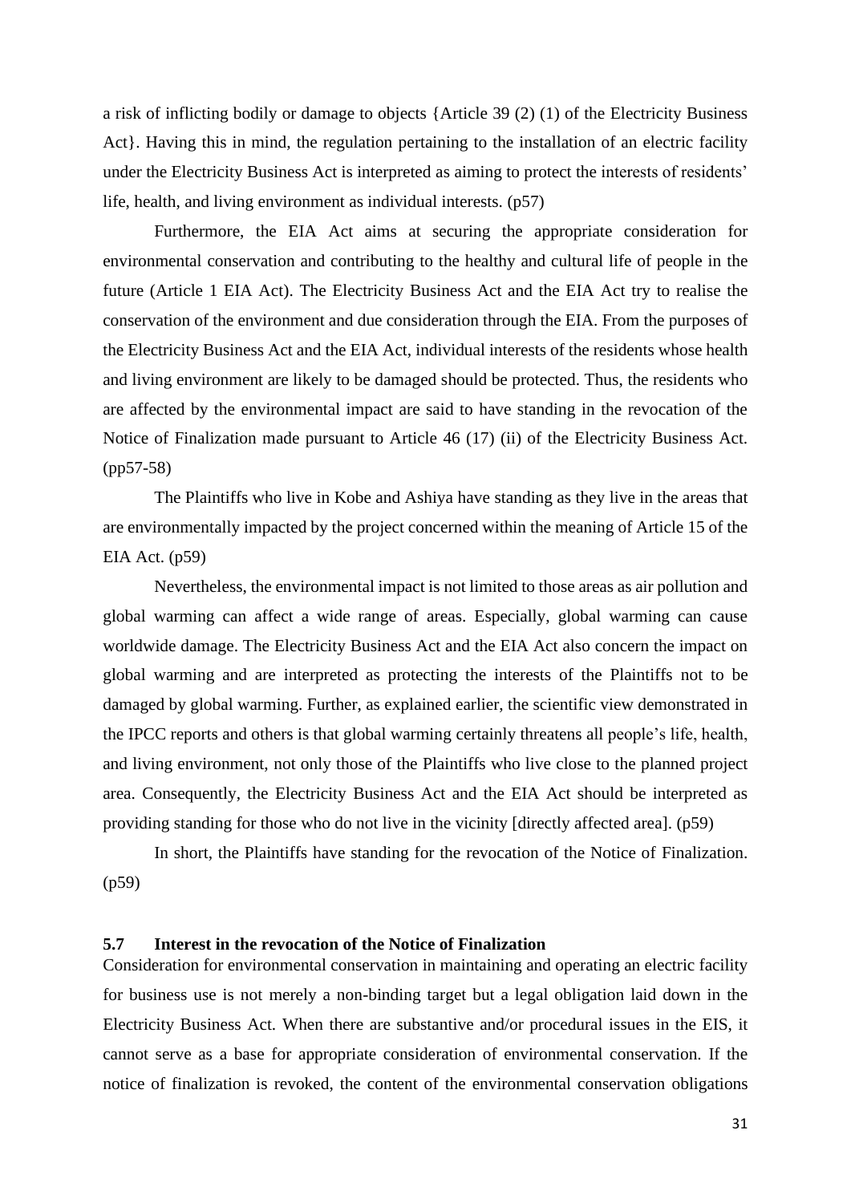a risk of inflicting bodily or damage to objects {Article 39 (2) (1) of the Electricity Business Act}. Having this in mind, the regulation pertaining to the installation of an electric facility under the Electricity Business Act is interpreted as aiming to protect the interests of residents' life, health, and living environment as individual interests. (p57)

Furthermore, the EIA Act aims at securing the appropriate consideration for environmental conservation and contributing to the healthy and cultural life of people in the future (Article 1 EIA Act). The Electricity Business Act and the EIA Act try to realise the conservation of the environment and due consideration through the EIA. From the purposes of the Electricity Business Act and the EIA Act, individual interests of the residents whose health and living environment are likely to be damaged should be protected. Thus, the residents who are affected by the environmental impact are said to have standing in the revocation of the Notice of Finalization made pursuant to Article 46 (17) (ii) of the Electricity Business Act. (pp57-58)

The Plaintiffs who live in Kobe and Ashiya have standing as they live in the areas that are environmentally impacted by the project concerned within the meaning of Article 15 of the EIA Act. (p59)

Nevertheless, the environmental impact is not limited to those areas as air pollution and global warming can affect a wide range of areas. Especially, global warming can cause worldwide damage. The Electricity Business Act and the EIA Act also concern the impact on global warming and are interpreted as protecting the interests of the Plaintiffs not to be damaged by global warming. Further, as explained earlier, the scientific view demonstrated in the IPCC reports and others is that global warming certainly threatens all people's life, health, and living environment, not only those of the Plaintiffs who live close to the planned project area. Consequently, the Electricity Business Act and the EIA Act should be interpreted as providing standing for those who do not live in the vicinity [directly affected area]. (p59)

In short, the Plaintiffs have standing for the revocation of the Notice of Finalization. (p59)

### 5.7 Interest in the revocation of the Notice of Finalization

Consideration for environmental conservation in maintaining and operating an electric facility for business use is not merely a non-binding target but a legal obligation laid down in the Electricity Business Act. When there are substantive and/or procedural issues in the EIS, it cannot serve as a base for appropriate consideration of environmental conservation. If the notice of finalization is revoked, the content of the environmental conservation obligations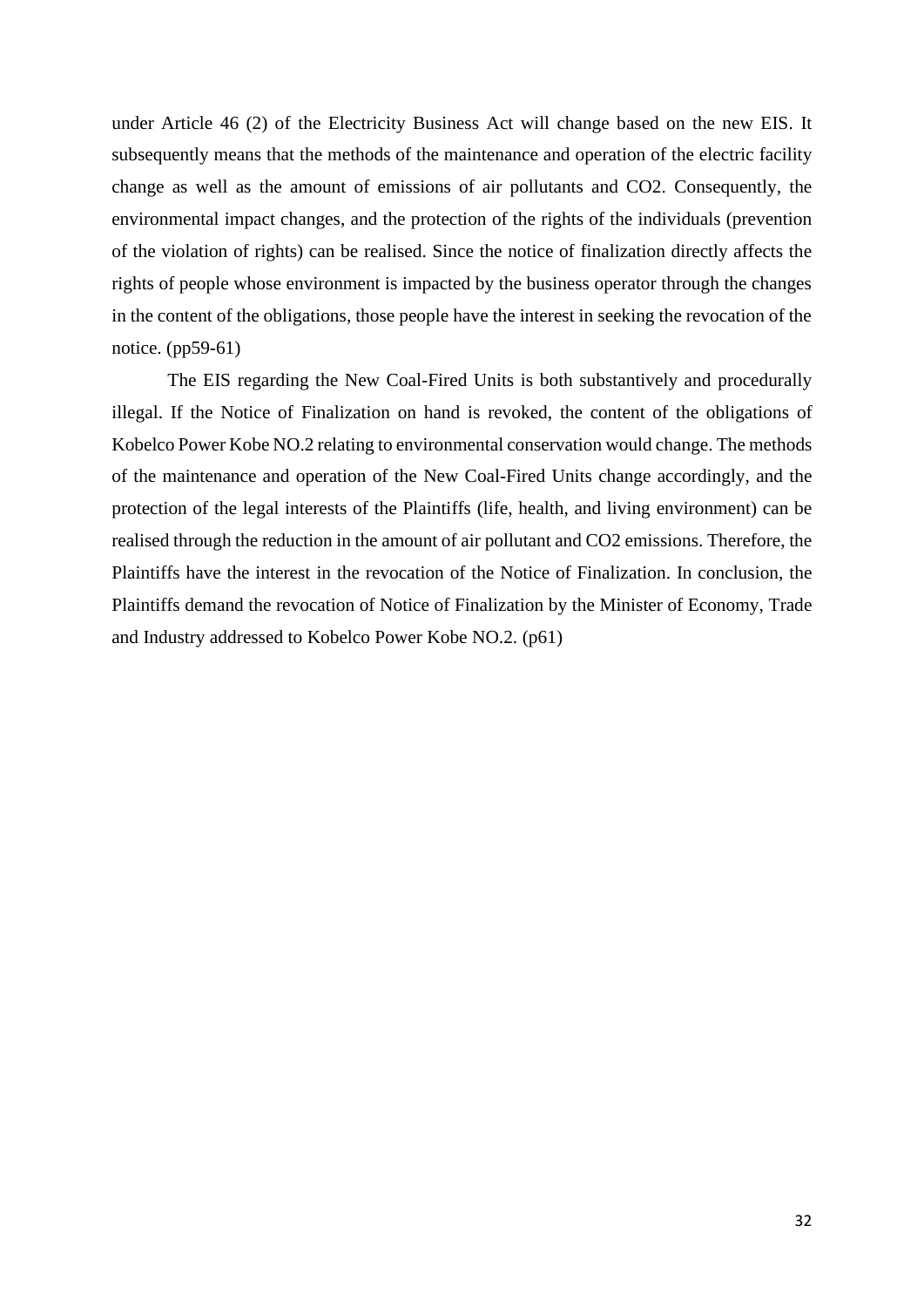under Article 46 (2) of the Electricity Business Act will change based on the new EIS. It subsequently means that the methods of the maintenance and operation of the electric facility change as well as the amount of emissions of air pollutants and $CO_2$. Consequently, the environmental impact changes, and the protection of the rights of the individuals (prevention of the violation of rights) can be realised. Since the notice of finalization directly affects the rights of people whose environment is impacted by the business operator through the changes in the content of the obligations, those people have the interest in seeking the revocation of the notice. (pp59-61)

The EIS regarding the New Coal-Fired Units is both substantively and procedurally illegal. If the Notice of Finalization on hand is revoked, the content of the obligations of Kobelco Power Kobe NO.2 relating to environmental conservation would change. The methods of the maintenance and operation of the New Coal-Fired Units change accordingly, and the protection of the legal interests of the Plaintiffs (life, health, and living environment) can be realised through the reduction in the amount of air pollutant and $CO_2$ emissions. Therefore, the Plaintiffs have the interest in the revocation of the Notice of Finalization. In conclusion, the Plaintiffs demand the revocation of Notice of Finalization by the Minister of Economy, Trade and Industry addressed to Kobelco Power Kobe NO.2. (p61)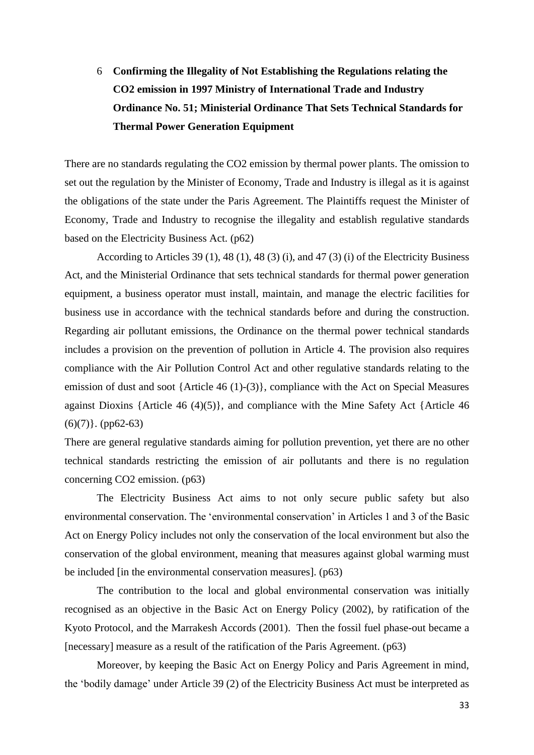## 6 Confirming the Illegality of Not Establishing the Regulations relating the CO2 emission in 1997 Ministry of International Trade and Industry Ordinance No. 51; Ministerial Ordinance That Sets Technical Standards for Thermal Power Generation Equipment

There are no standards regulating the CO2 emission by thermal power plants. The omission to set out the regulation by the Minister of Economy, Trade and Industry is illegal as it is against the obligations of the state under the Paris Agreement. The Plaintiffs request the Minister of Economy, Trade and Industry to recognise the illegality and establish regulative standards based on the Electricity Business Act. (p62)

According to Articles 39 (1), 48 (1), 48 (3) (i), and 47 (3) (i) of the Electricity Business Act, and the Ministerial Ordinance that sets technical standards for thermal power generation equipment, a business operator must install, maintain, and manage the electric facilities for business use in accordance with the technical standards before and during the construction. Regarding air pollutant emissions, the Ordinance on the thermal power technical standards includes a provision on the prevention of pollution in Article 4. The provision also requires compliance with the Air Pollution Control Act and other regulative standards relating to the emission of dust and soot {Article 46 (1)-(3)}, compliance with the Act on Special Measures against Dioxins {Article 46 (4)(5)}, and compliance with the Mine Safety Act {Article 46 (6)(7)}. (pp62-63)

There are general regulative standards aiming for pollution prevention, yet there are no other technical standards restricting the emission of air pollutants and there is no regulation concerning CO2 emission. (p63)

The Electricity Business Act aims to not only secure public safety but also environmental conservation. The 'environmental conservation' in Articles 1 and 3 of the Basic Act on Energy Policy includes not only the conservation of the local environment but also the conservation of the global environment, meaning that measures against global warming must be included [in the environmental conservation measures]. (p63)

The contribution to the local and global environmental conservation was initially recognised as an objective in the Basic Act on Energy Policy (2002), by ratification of the Kyoto Protocol, and the Marrakesh Accords (2001). Then the fossil fuel phase-out became a [necessary] measure as a result of the ratification of the Paris Agreement. (p63)

Moreover, by keeping the Basic Act on Energy Policy and Paris Agreement in mind, the 'bodily damage' under Article 39 (2) of the Electricity Business Act must be interpreted as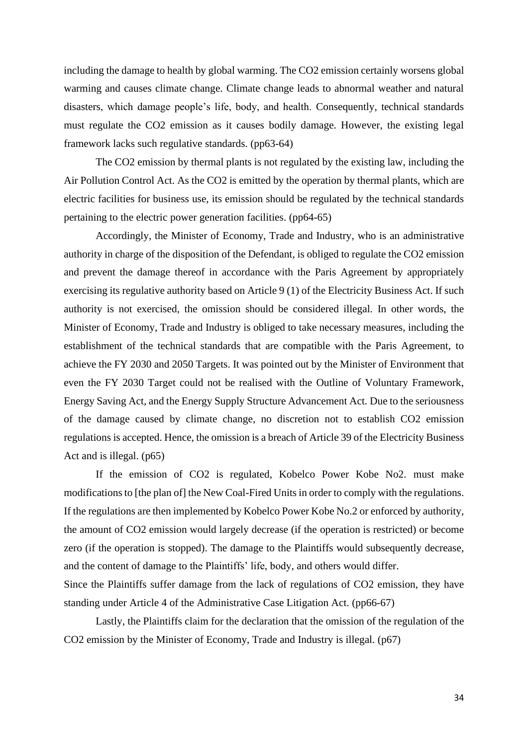including the damage to health by global warming. The $CO_2$ emission certainly worsens global warming and causes climate change. Climate change leads to abnormal weather and natural disasters, which damage people's life, body, and health. Consequently, technical standards must regulate the $CO_2$ emission as it causes bodily damage. However, the existing legal framework lacks such regulative standards. (pp63-64)

The $CO_2$ emission by thermal plants is not regulated by the existing law, including the Air Pollution Control Act. As the $CO_2$ is emitted by the operation by thermal plants, which are electric facilities for business use, its emission should be regulated by the technical standards pertaining to the electric power generation facilities. (pp64-65)

Accordingly, the Minister of Economy, Trade and Industry, who is an administrative authority in charge of the disposition of the Defendant, is obliged to regulate the $CO_2$ emission and prevent the damage thereof in accordance with the Paris Agreement by appropriately exercising its regulative authority based on Article 9 (1) of the Electricity Business Act. If such authority is not exercised, the omission should be considered illegal. In other words, the Minister of Economy, Trade and Industry is obliged to take necessary measures, including the establishment of the technical standards that are compatible with the Paris Agreement, to achieve the FY 2030 and 2050 Targets. It was pointed out by the Minister of Environment that even the FY 2030 Target could not be realised with the Outline of Voluntary Framework, Energy Saving Act, and the Energy Supply Structure Advancement Act. Due to the seriousness of the damage caused by climate change, no discretion not to establish $CO_2$ emission regulations is accepted. Hence, the omission is a breach of Article 39 of the Electricity Business Act and is illegal. (p65)

If the emission of $CO_2$ is regulated, Kobelco Power Kobe No2. must make modifications to [the plan of] the New Coal-Fired Units in order to comply with the regulations. If the regulations are then implemented by Kobelco Power Kobe No.2 or enforced by authority, the amount of $CO_2$ emission would largely decrease (if the operation is restricted) or become zero (if the operation is stopped). The damage to the Plaintiffs would subsequently decrease, and the content of damage to the Plaintiffs' life, body, and others would differ.

Since the Plaintiffs suffer damage from the lack of regulations of $CO_2$ emission, they have standing under Article 4 of the Administrative Case Litigation Act. (pp66-67)

Lastly, the Plaintiffs claim for the declaration that the omission of the regulation of the $CO_2$ emission by the Minister of Economy, Trade and Industry is illegal. (p67)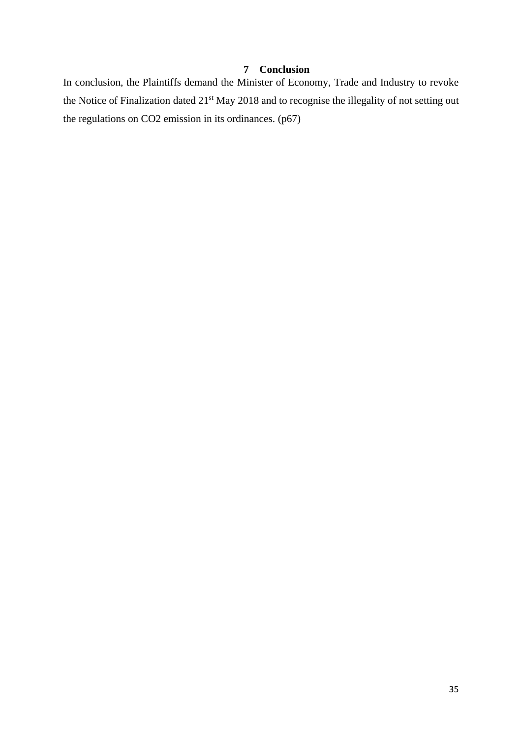# 7 Conclusion

In conclusion, the Plaintiffs demand the Minister of Economy, Trade and Industry to revoke the Notice of Finalization dated 21st May 2018 and to recognise the illegality of not setting out the regulations on $CO_2$ emission in its ordinances. (p67)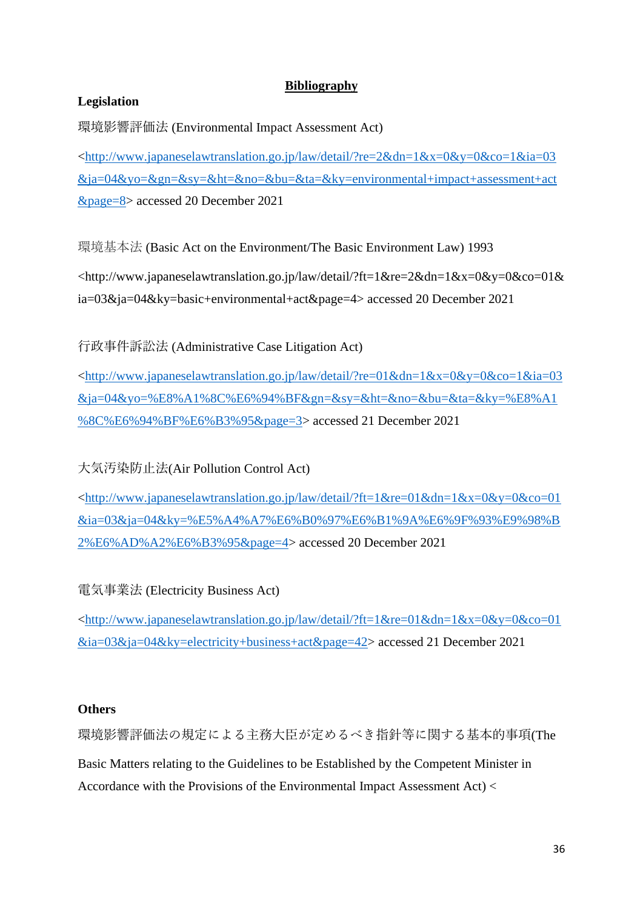## Bibliography

**Legislation**

環境影響評価法 (Environmental Impact Assessment Act)

<http://www.japaneselawtranslation.go.jp/law/detail/?re=2&dn=1&x=0&y=0&co=1&ia=03&ja=04&yo=&gn=&sy=&ht=&no=&bu=&ta=&ky=environmental+impact+assessment+act&page=8> accessed 20 December 2021

環境基本法 (Basic Act on the Environment/The Basic Environment Law) 1993

<http://www.japaneselawtranslation.go.jp/law/detail/?ft=1&re=2&dn=1&x=0&y=0&co=01&ia=03&ja=04&ky=basic+environmental+act&page=4> accessed 20 December 2021

行政事件訴訟法 (Administrative Case Litigation Act)

<http://www.japaneselawtranslation.go.jp/law/detail/?re=01&dn=1&x=0&y=0&co=1&ia=03&ja=04&yo=%E8%A1%8C%E6%94%BF&gn=&sy=&ht=&no=&bu=&ta=&ky=%E8%A1%8C%E6%94%BF%E6%B3%95&page=3> accessed 21 December 2021

大気汚染防止法(Air Pollution Control Act)

<http://www.japaneselawtranslation.go.jp/law/detail/?ft=1&re=01&dn=1&x=0&y=0&co=01&ia=03&ja=04&ky=%E5%A4%A7%E6%B0%97%E6%B1%9A%E6%9F%93%E9%98%B2%E6%AD%A2%E6%B3%95&page=4> accessed 20 December 2021

電気事業法 (Electricity Business Act)

<http://www.japaneselawtranslation.go.jp/law/detail/?ft=1&re=01&dn=1&x=0&y=0&co=01&ia=03&ja=04&ky=electricity+business+act&page=42> accessed 21 December 2021

**Others**

環境影響評価法の規定による主務大臣が定めるべき指針等に関する基本的事項(The Basic Matters relating to the Guidelines to be Established by the Competent Minister in Accordance with the Provisions of the Environmental Impact Assessment Act) <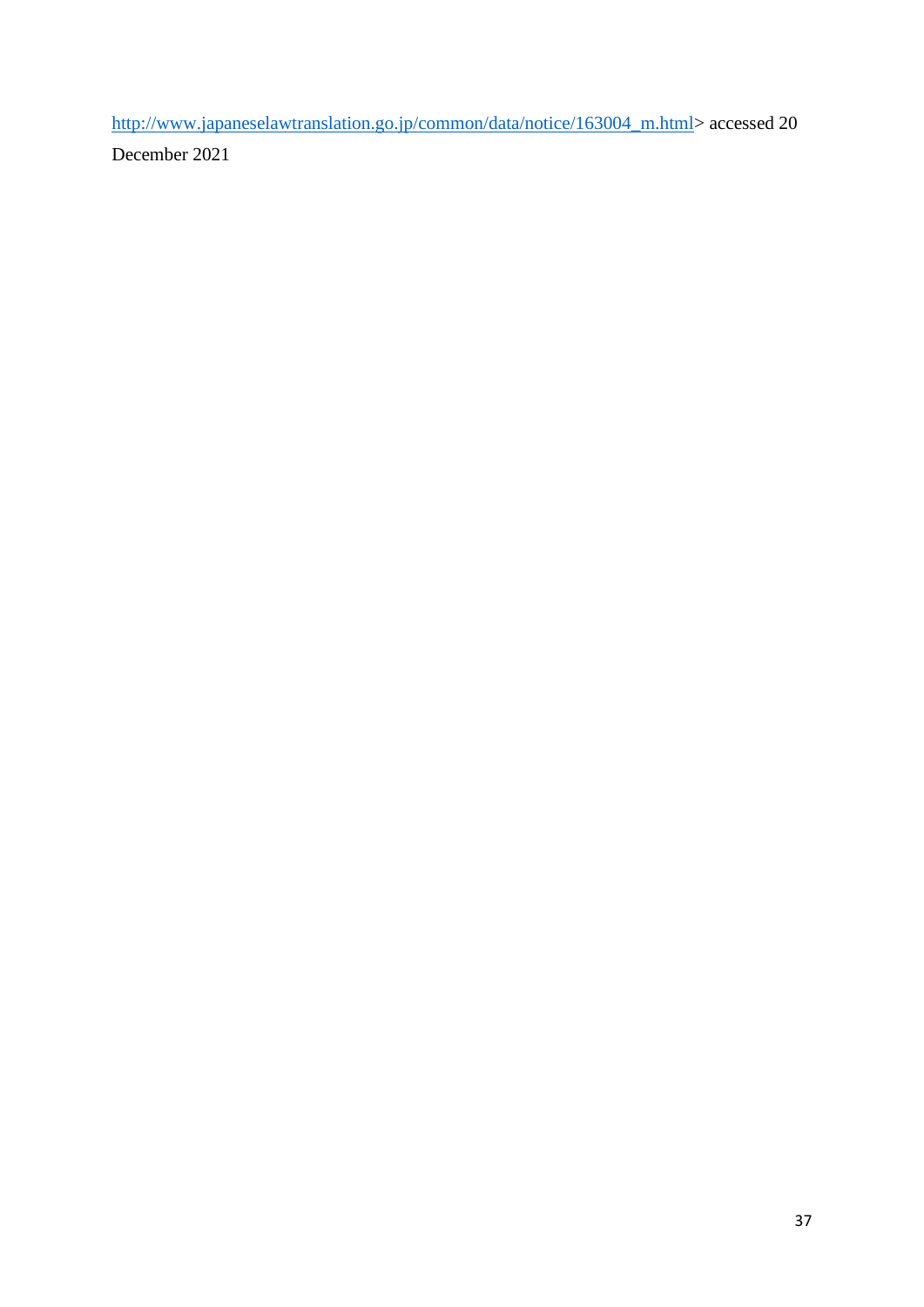http://www.japaneselawtranslation.go.jp/common/data/notice/163004_m.html> accessed 20 December 2021